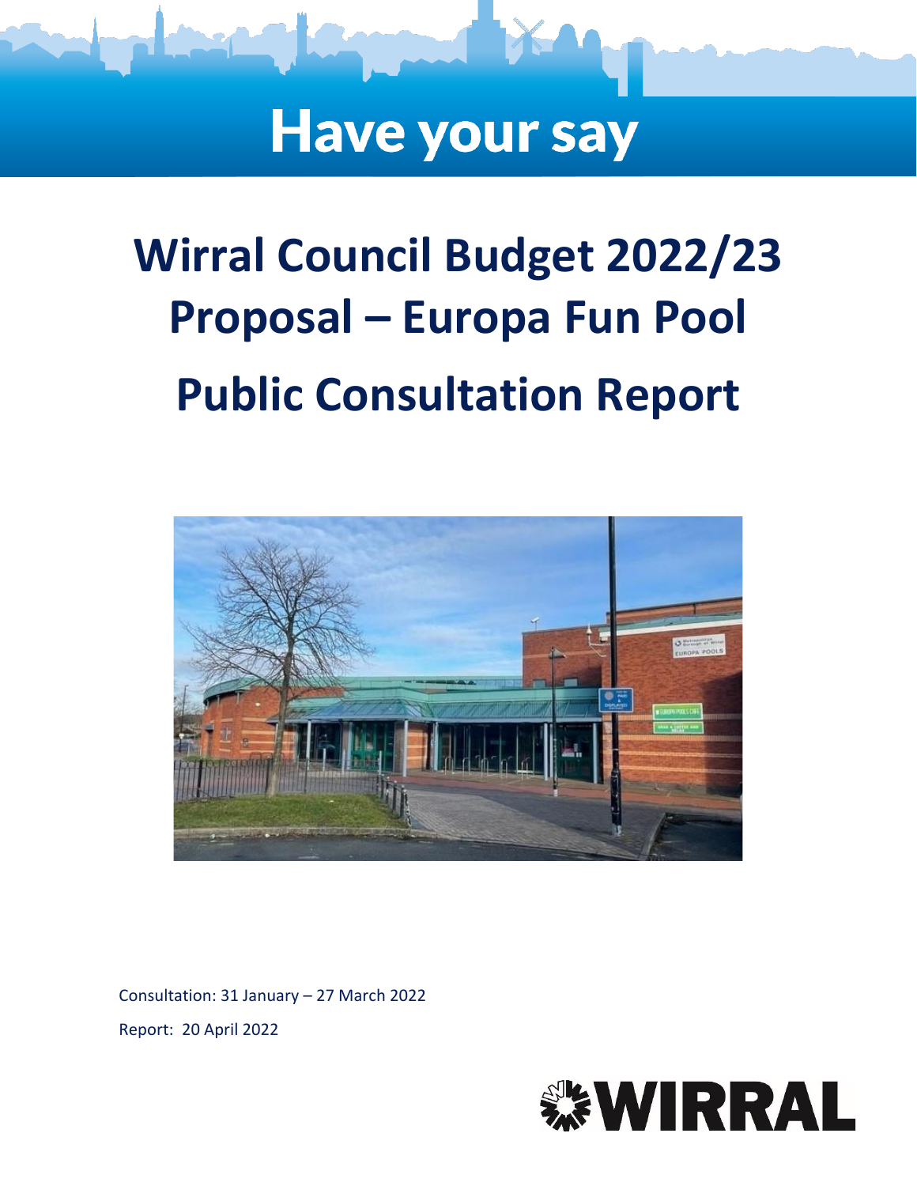# Have your say

# Wirral Council Budget 2022/23 Proposal – Europa Fun Pool Public Consultation Report

Consultation: 31 January – 27 March 2022

Report: 20 April 2022

WIRRAL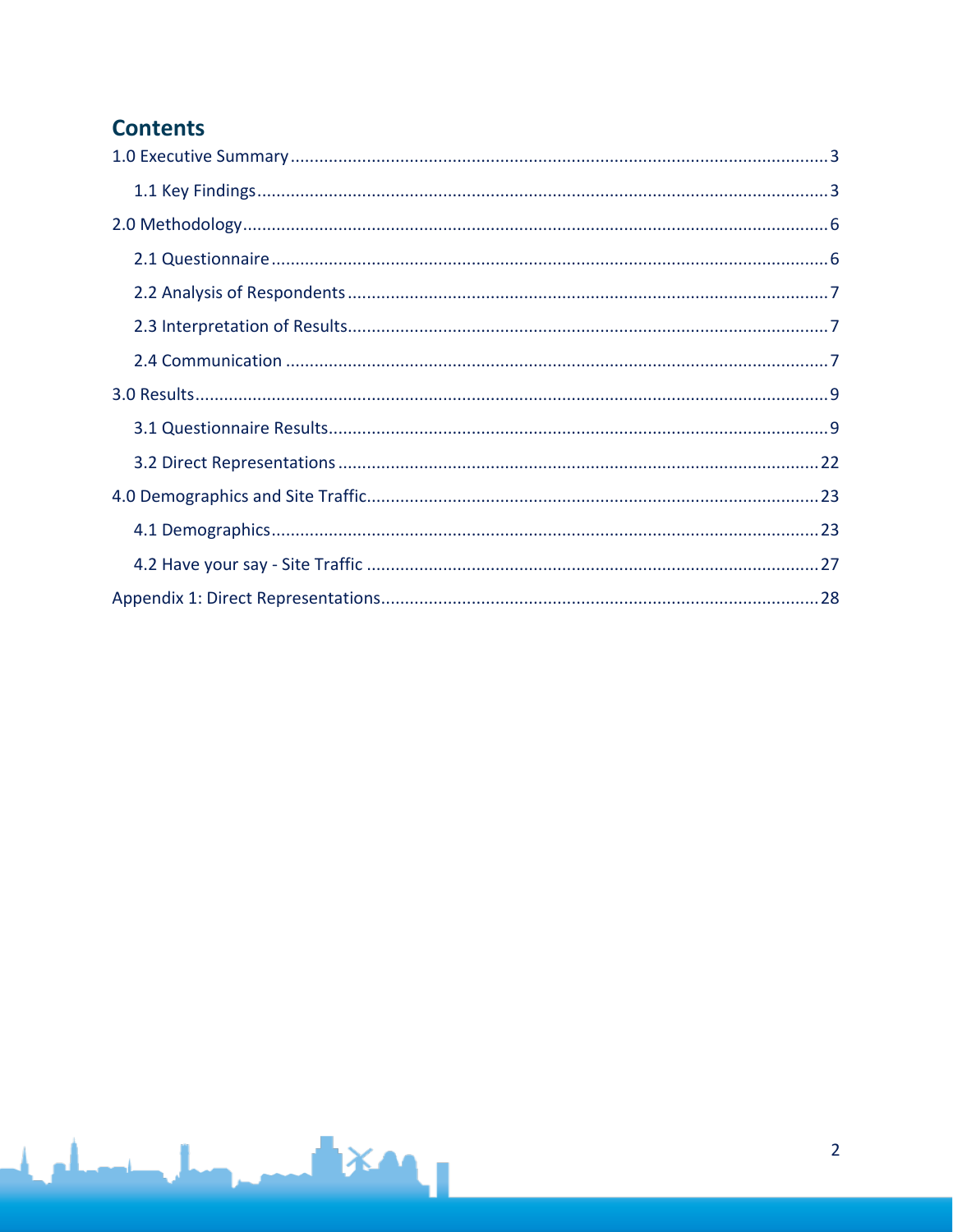# Contents

- 1.0 Executive Summary ........ 3
  - 1.1 Key Findings ........ 3
- 2.0 Methodology ........ 6
  - 2.1 Questionnaire ........ 6
  - 2.2 Analysis of Respondents ........ 7
  - 2.3 Interpretation of Results ........ 7
  - 2.4 Communication ........ 7
- 3.0 Results ........ 9
  - 3.1 Questionnaire Results ........ 9
  - 3.2 Direct Representations ........ 22
- 4.0 Demographics and Site Traffic ........ 23
  - 4.1 Demographics ........ 23
  - 4.2 Have your say - Site Traffic ........ 27
- Appendix 1: Direct Representations ........ 28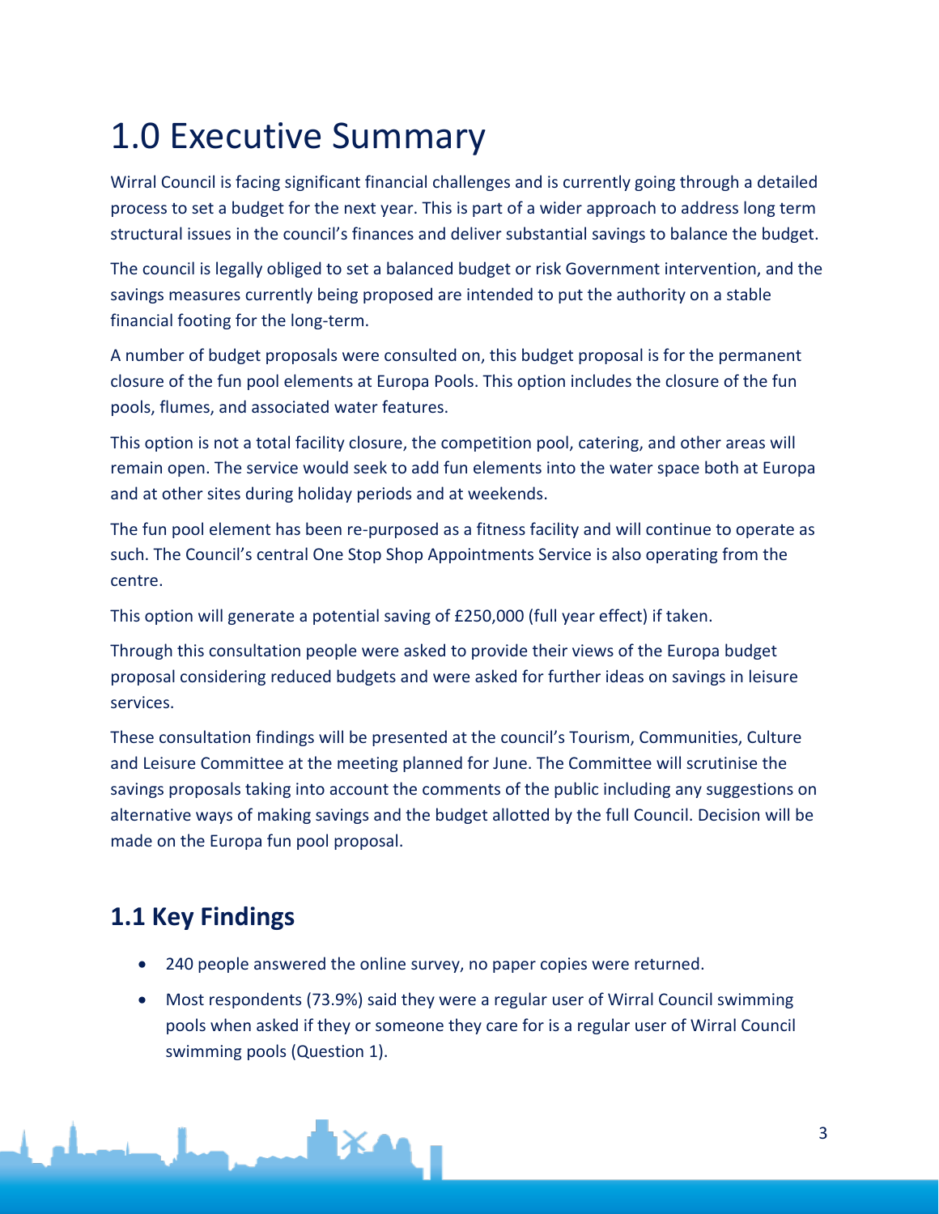# 1.0 Executive Summary

Wirral Council is facing significant financial challenges and is currently going through a detailed process to set a budget for the next year. This is part of a wider approach to address long term structural issues in the council's finances and deliver substantial savings to balance the budget.

The council is legally obliged to set a balanced budget or risk Government intervention, and the savings measures currently being proposed are intended to put the authority on a stable financial footing for the long-term.

A number of budget proposals were consulted on, this budget proposal is for the permanent closure of the fun pool elements at Europa Pools. This option includes the closure of the fun pools, flumes, and associated water features.

This option is not a total facility closure, the competition pool, catering, and other areas will remain open. The service would seek to add fun elements into the water space both at Europa and at other sites during holiday periods and at weekends.

The fun pool element has been re-purposed as a fitness facility and will continue to operate as such. The Council's central One Stop Shop Appointments Service is also operating from the centre.

This option will generate a potential saving of £250,000 (full year effect) if taken.

Through this consultation people were asked to provide their views of the Europa budget proposal considering reduced budgets and were asked for further ideas on savings in leisure services.

These consultation findings will be presented at the council's Tourism, Communities, Culture and Leisure Committee at the meeting planned for June. The Committee will scrutinise the savings proposals taking into account the comments of the public including any suggestions on alternative ways of making savings and the budget allotted by the full Council. Decision will be made on the Europa fun pool proposal.

## 1.1 Key Findings

- 240 people answered the online survey, no paper copies were returned.
- Most respondents (73.9%) said they were a regular user of Wirral Council swimming pools when asked if they or someone they care for is a regular user of Wirral Council swimming pools (Question 1).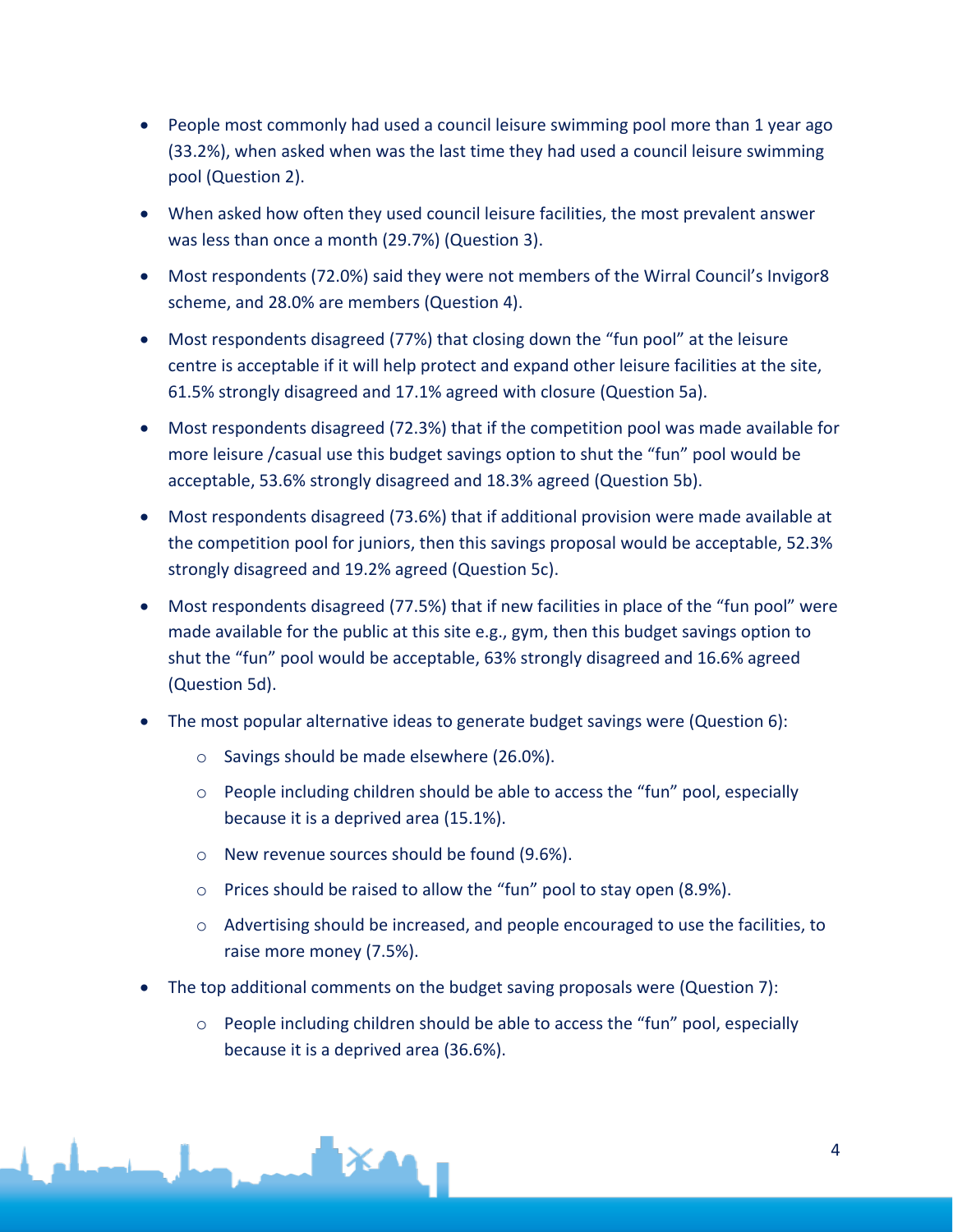- People most commonly had used a council leisure swimming pool more than 1 year ago (33.2%), when asked when was the last time they had used a council leisure swimming pool (Question 2).
- When asked how often they used council leisure facilities, the most prevalent answer was less than once a month (29.7%) (Question 3).
- Most respondents (72.0%) said they were not members of the Wirral Council's Invigor8 scheme, and 28.0% are members (Question 4).
- Most respondents disagreed (77%) that closing down the "fun pool" at the leisure centre is acceptable if it will help protect and expand other leisure facilities at the site, 61.5% strongly disagreed and 17.1% agreed with closure (Question 5a).
- Most respondents disagreed (72.3%) that if the competition pool was made available for more leisure /casual use this budget savings option to shut the "fun" pool would be acceptable, 53.6% strongly disagreed and 18.3% agreed (Question 5b).
- Most respondents disagreed (73.6%) that if additional provision were made available at the competition pool for juniors, then this savings proposal would be acceptable, 52.3% strongly disagreed and 19.2% agreed (Question 5c).
- Most respondents disagreed (77.5%) that if new facilities in place of the "fun pool" were made available for the public at this site e.g., gym, then this budget savings option to shut the "fun" pool would be acceptable, 63% strongly disagreed and 16.6% agreed (Question 5d).
- The most popular alternative ideas to generate budget savings were (Question 6):
  - Savings should be made elsewhere (26.0%).
  - People including children should be able to access the "fun" pool, especially because it is a deprived area (15.1%).
  - New revenue sources should be found (9.6%).
  - Prices should be raised to allow the "fun" pool to stay open (8.9%).
  - Advertising should be increased, and people encouraged to use the facilities, to raise more money (7.5%).
- The top additional comments on the budget saving proposals were (Question 7):
  - People including children should be able to access the "fun" pool, especially because it is a deprived area (36.6%).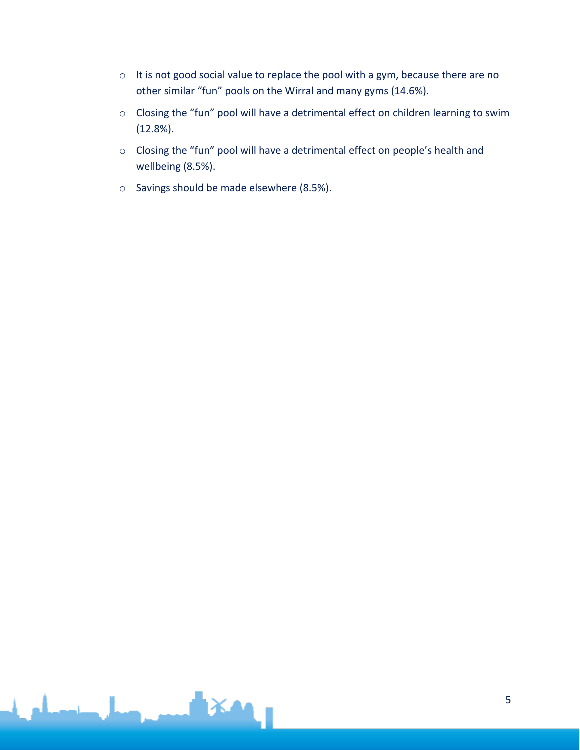- It is not good social value to replace the pool with a gym, because there are no other similar “fun” pools on the Wirral and many gyms (14.6%).
- Closing the “fun” pool will have a detrimental effect on children learning to swim (12.8%).
- Closing the “fun” pool will have a detrimental effect on people’s health and wellbeing (8.5%).
- Savings should be made elsewhere (8.5%).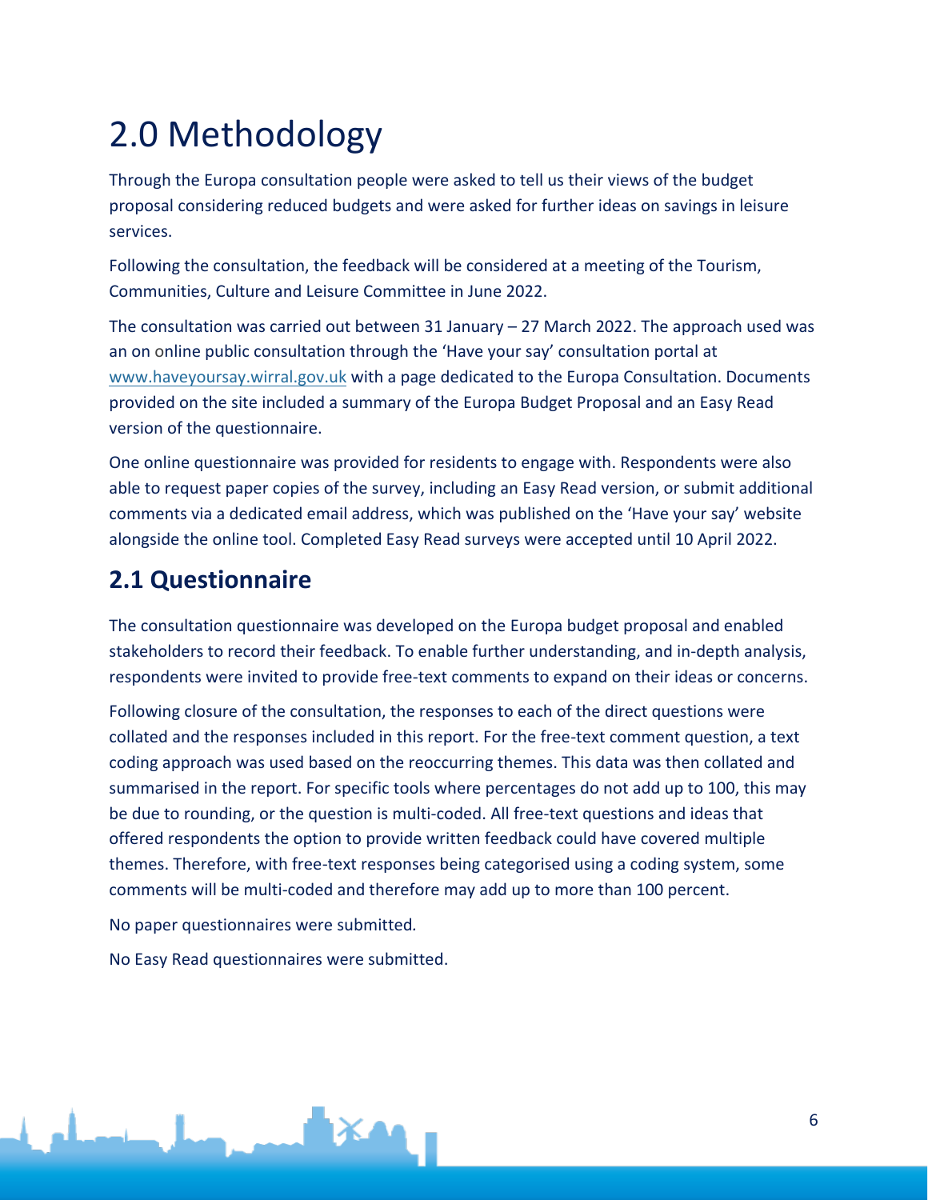# 2.0 Methodology

Through the Europa consultation people were asked to tell us their views of the budget proposal considering reduced budgets and were asked for further ideas on savings in leisure services.

Following the consultation, the feedback will be considered at a meeting of the Tourism, Communities, Culture and Leisure Committee in June 2022.

The consultation was carried out between 31 January – 27 March 2022. The approach used was an on online public consultation through the 'Have your say' consultation portal at www.haveyoursay.wirral.gov.uk with a page dedicated to the Europa Consultation. Documents provided on the site included a summary of the Europa Budget Proposal and an Easy Read version of the questionnaire.

One online questionnaire was provided for residents to engage with. Respondents were also able to request paper copies of the survey, including an Easy Read version, or submit additional comments via a dedicated email address, which was published on the 'Have your say' website alongside the online tool. Completed Easy Read surveys were accepted until 10 April 2022.

## 2.1 Questionnaire

The consultation questionnaire was developed on the Europa budget proposal and enabled stakeholders to record their feedback. To enable further understanding, and in-depth analysis, respondents were invited to provide free-text comments to expand on their ideas or concerns.

Following closure of the consultation, the responses to each of the direct questions were collated and the responses included in this report. For the free-text comment question, a text coding approach was used based on the reoccurring themes. This data was then collated and summarised in the report. For specific tools where percentages do not add up to 100, this may be due to rounding, or the question is multi-coded. All free-text questions and ideas that offered respondents the option to provide written feedback could have covered multiple themes. Therefore, with free-text responses being categorised using a coding system, some comments will be multi-coded and therefore may add up to more than 100 percent.

No paper questionnaires were submitted.

No Easy Read questionnaires were submitted.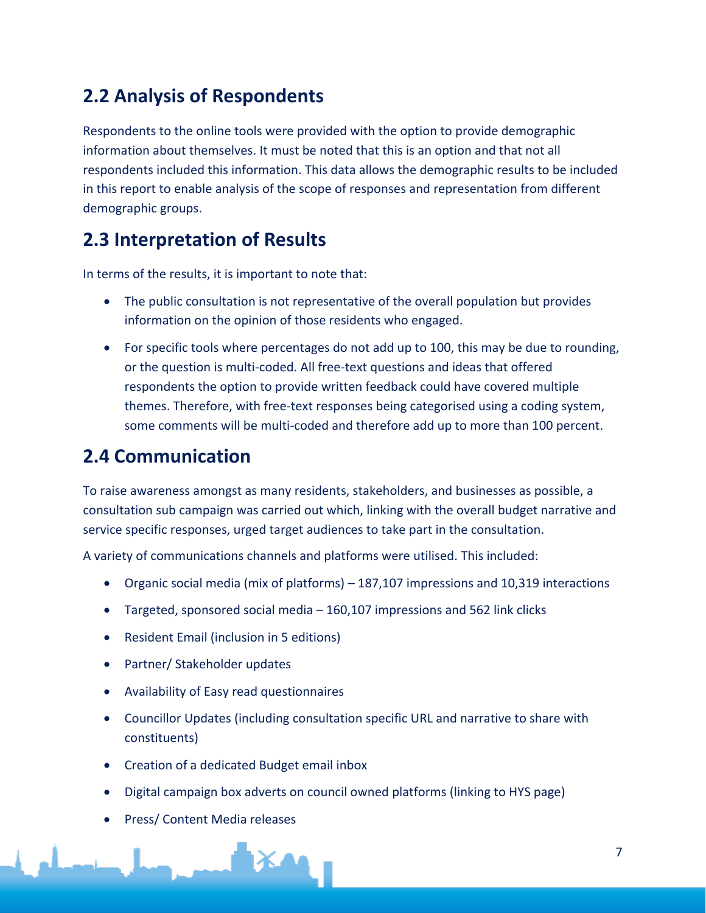## 2.2 Analysis of Respondents

Respondents to the online tools were provided with the option to provide demographic information about themselves. It must be noted that this is an option and that not all respondents included this information. This data allows the demographic results to be included in this report to enable analysis of the scope of responses and representation from different demographic groups.

## 2.3 Interpretation of Results

In terms of the results, it is important to note that:

- The public consultation is not representative of the overall population but provides information on the opinion of those residents who engaged.
- For specific tools where percentages do not add up to 100, this may be due to rounding, or the question is multi-coded. All free-text questions and ideas that offered respondents the option to provide written feedback could have covered multiple themes. Therefore, with free-text responses being categorised using a coding system, some comments will be multi-coded and therefore add up to more than 100 percent.

## 2.4 Communication

To raise awareness amongst as many residents, stakeholders, and businesses as possible, a consultation sub campaign was carried out which, linking with the overall budget narrative and service specific responses, urged target audiences to take part in the consultation.

A variety of communications channels and platforms were utilised. This included:

- Organic social media (mix of platforms) – 187,107 impressions and 10,319 interactions
- Targeted, sponsored social media – 160,107 impressions and 562 link clicks
- Resident Email (inclusion in 5 editions)
- Partner/ Stakeholder updates
- Availability of Easy read questionnaires
- Councillor Updates (including consultation specific URL and narrative to share with constituents)
- Creation of a dedicated Budget email inbox
- Digital campaign box adverts on council owned platforms (linking to HYS page)
- Press/ Content Media releases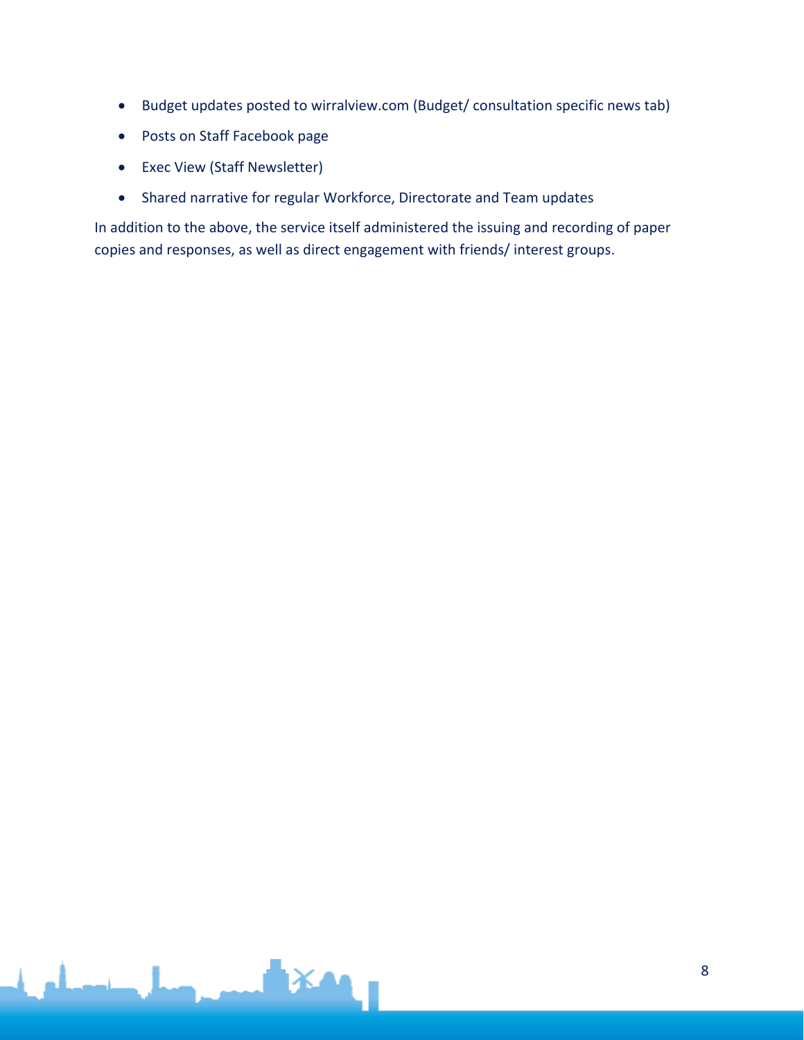- Budget updates posted to wirralview.com (Budget/ consultation specific news tab)
- Posts on Staff Facebook page
- Exec View (Staff Newsletter)
- Shared narrative for regular Workforce, Directorate and Team updates

In addition to the above, the service itself administered the issuing and recording of paper copies and responses, as well as direct engagement with friends/ interest groups.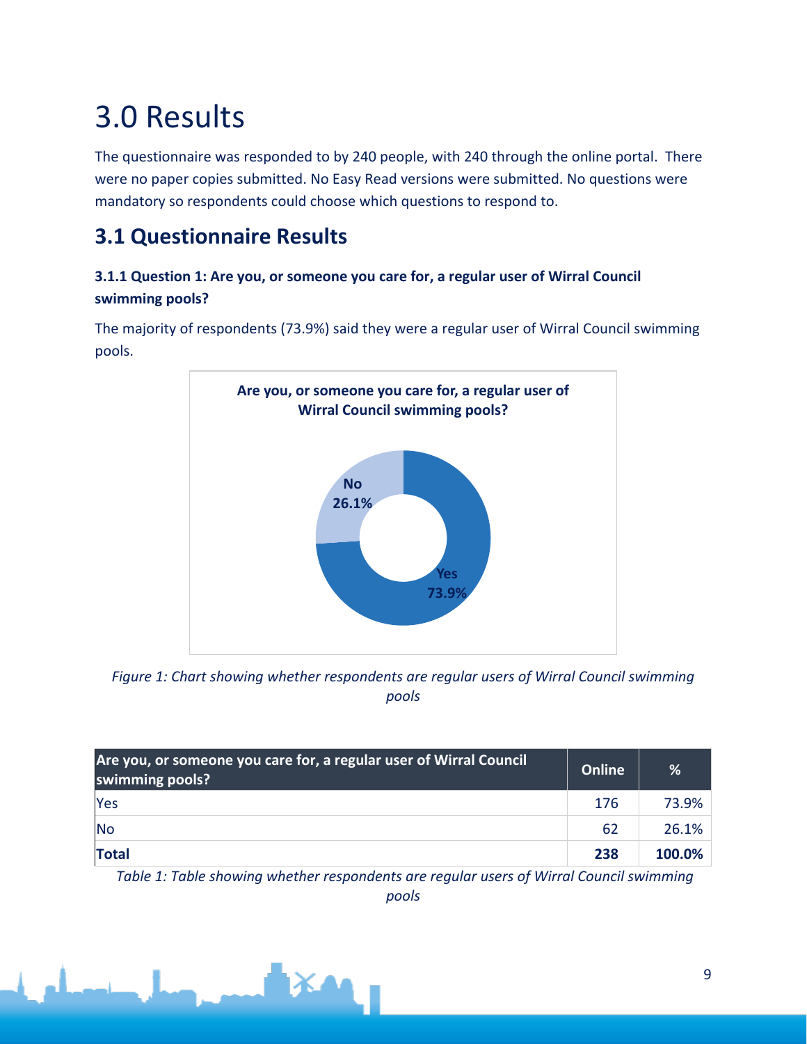# 3.0 Results

The questionnaire was responded to by 240 people, with 240 through the online portal. There were no paper copies submitted. No Easy Read versions were submitted. No questions were mandatory so respondents could choose which questions to respond to.

## 3.1 Questionnaire Results

### 3.1.1 Question 1: Are you, or someone you care for, a regular user of Wirral Council swimming pools?

The majority of respondents (73.9%) said they were a regular user of Wirral Council swimming pools.

*Figure 1: Chart showing whether respondents are regular users of Wirral Council swimming pools*

| Are you, or someone you care for, a regular user of Wirral Council swimming pools? | Online | % |
|---|---|---|
| Yes | 176 | 73.9% |
| No | 62 | 26.1% |
| **Total** | **238** | **100.0%** |

*Table 1: Table showing whether respondents are regular users of Wirral Council swimming pools*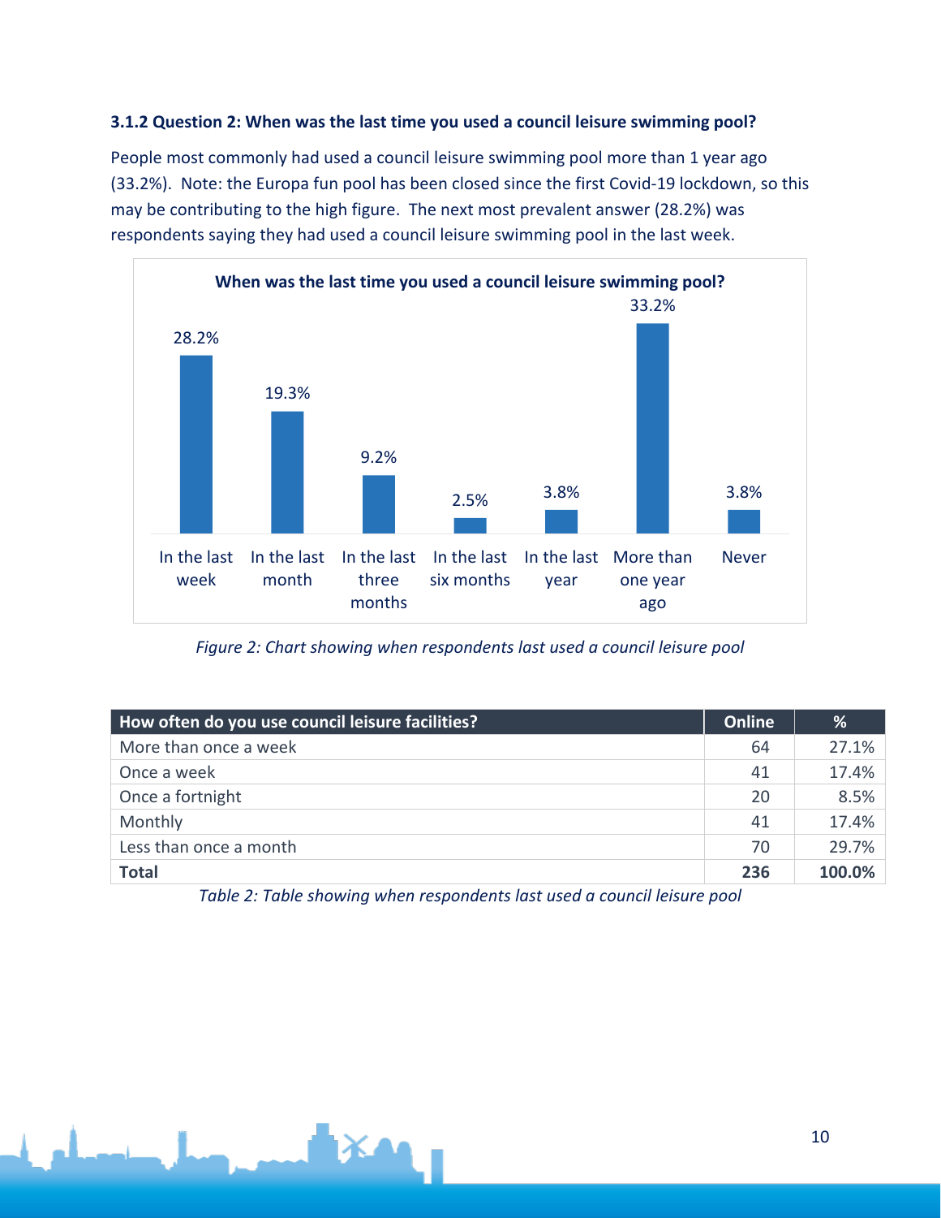### 3.1.2 Question 2: When was the last time you used a council leisure swimming pool?

People most commonly had used a council leisure swimming pool more than 1 year ago (33.2%). Note: the Europa fun pool has been closed since the first Covid-19 lockdown, so this may be contributing to the high figure. The next most prevalent answer (28.2%) was respondents saying they had used a council leisure swimming pool in the last week.

**When was the last time you used a council leisure swimming pool?**

| Response | % |
|---|---|
| In the last week | 28.2% |
| In the last month | 19.3% |
| In the last three months | 9.2% |
| In the last six months | 2.5% |
| In the last year | 3.8% |
| More than one year ago | 33.2% |
| Never | 3.8% |

*Figure 2: Chart showing when respondents last used a council leisure pool*

| How often do you use council leisure facilities? | Online | % |
|---|---|---|
| More than once a week | 64 | 27.1% |
| Once a week | 41 | 17.4% |
| Once a fortnight | 20 | 8.5% |
| Monthly | 41 | 17.4% |
| Less than once a month | 70 | 29.7% |
| **Total** | **236** | **100.0%** |

*Table 2: Table showing when respondents last used a council leisure pool*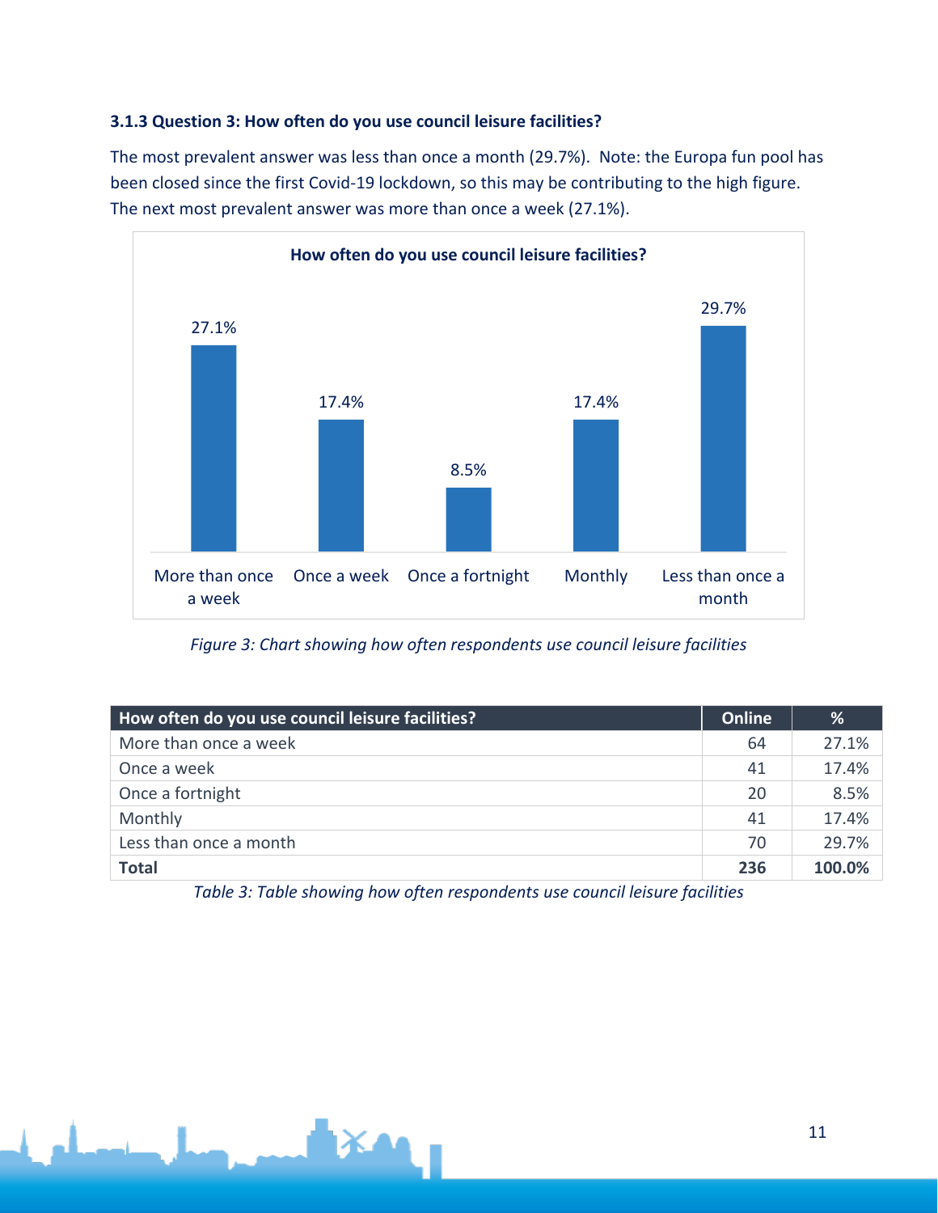### 3.1.3 Question 3: How often do you use council leisure facilities?

The most prevalent answer was less than once a month (29.7%). Note: the Europa fun pool has been closed since the first Covid-19 lockdown, so this may be contributing to the high figure. The next most prevalent answer was more than once a week (27.1%).

*Figure 3: Chart showing how often respondents use council leisure facilities*

| How often do you use council leisure facilities? | Online | % |
|---|---|---|
| More than once a week | 64 | 27.1% |
| Once a week | 41 | 17.4% |
| Once a fortnight | 20 | 8.5% |
| Monthly | 41 | 17.4% |
| Less than once a month | 70 | 29.7% |
| **Total** | **236** | **100.0%** |

*Table 3: Table showing how often respondents use council leisure facilities*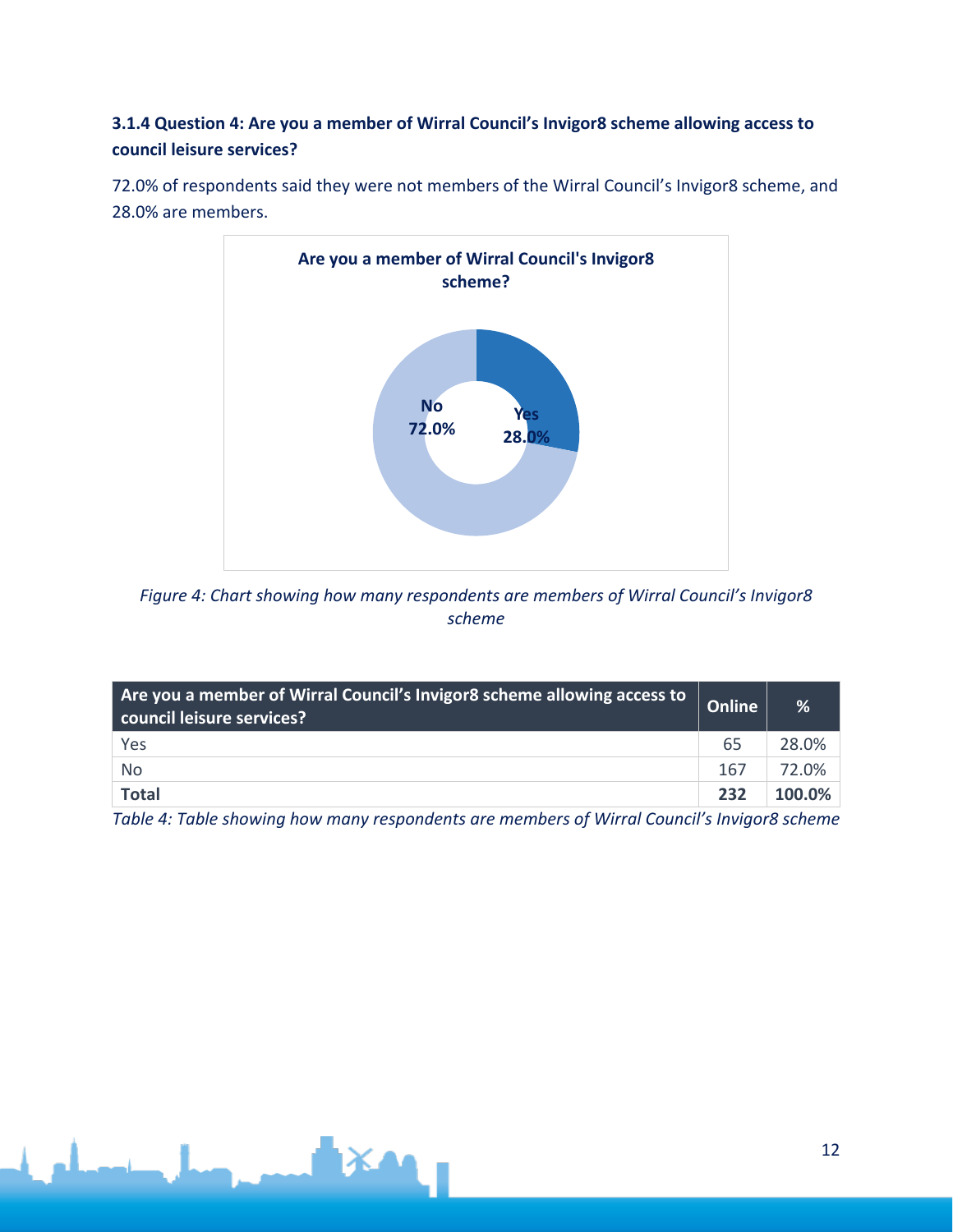### 3.1.4 Question 4: Are you a member of Wirral Council's Invigor8 scheme allowing access to council leisure services?

72.0% of respondents said they were not members of the Wirral Council's Invigor8 scheme, and 28.0% are members.

*Figure 4: Chart showing how many respondents are members of Wirral Council's Invigor8 scheme*

| Are you a member of Wirral Council's Invigor8 scheme allowing access to council leisure services? | Online | % |
|---|---|---|
| Yes | 65 | 28.0% |
| No | 167 | 72.0% |
| **Total** | **232** | **100.0%** |

*Table 4: Table showing how many respondents are members of Wirral Council's Invigor8 scheme*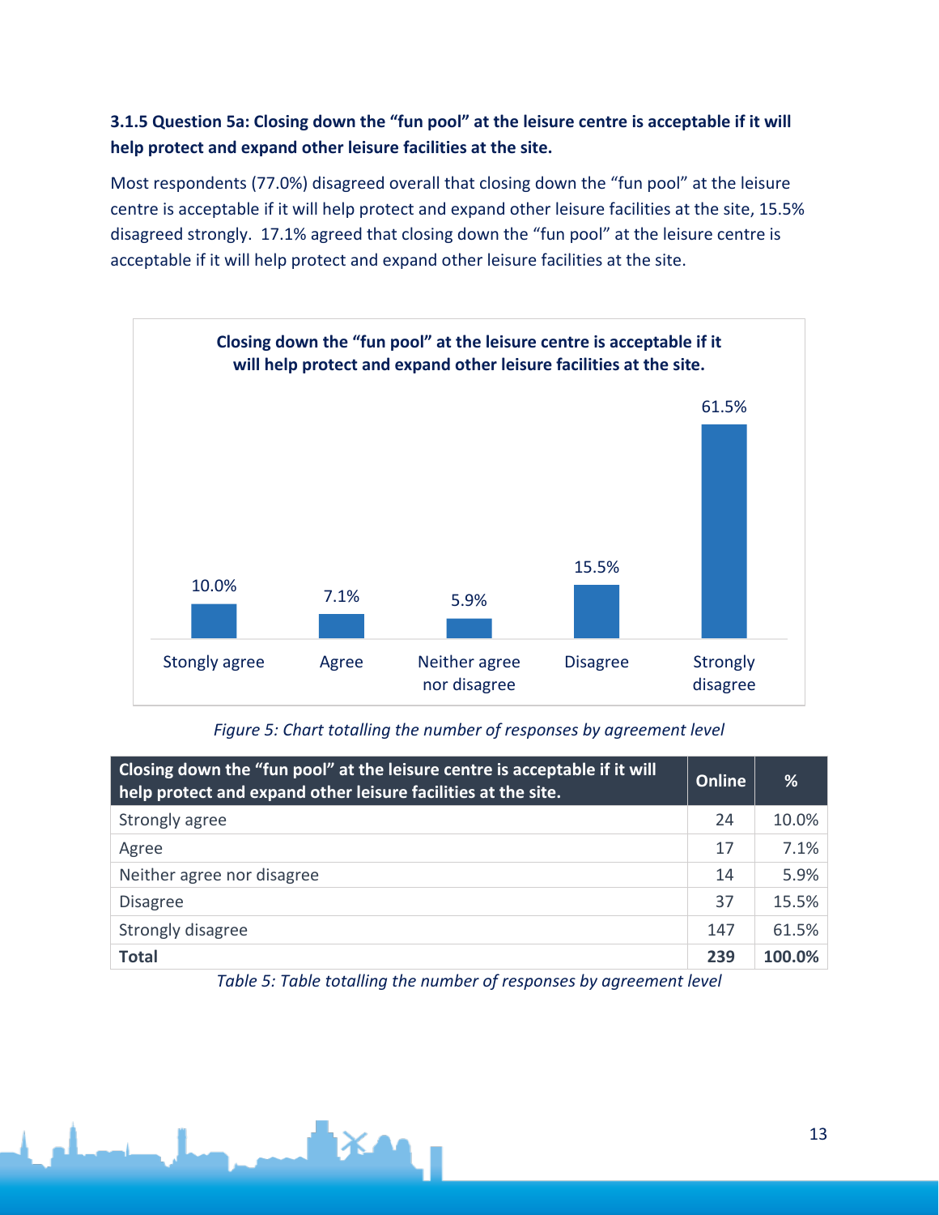### 3.1.5 Question 5a: Closing down the "fun pool" at the leisure centre is acceptable if it will help protect and expand other leisure facilities at the site.

Most respondents (77.0%) disagreed overall that closing down the "fun pool" at the leisure centre is acceptable if it will help protect and expand other leisure facilities at the site, 15.5% disagreed strongly. 17.1% agreed that closing down the "fun pool" at the leisure centre is acceptable if it will help protect and expand other leisure facilities at the site.

**Closing down the "fun pool" at the leisure centre is acceptable if it will help protect and expand other leisure facilities at the site.**

| Stongly agree | Agree | Neither agree nor disagree | Disagree | Strongly disagree |
|---|---|---|---|---|
| 10.0% | 7.1% | 5.9% | 15.5% | 61.5% |

*Figure 5: Chart totalling the number of responses by agreement level*

| Closing down the "fun pool" at the leisure centre is acceptable if it will help protect and expand other leisure facilities at the site. | Online | % |
|---|---|---|
| Strongly agree | 24 | 10.0% |
| Agree | 17 | 7.1% |
| Neither agree nor disagree | 14 | 5.9% |
| Disagree | 37 | 15.5% |
| Strongly disagree | 147 | 61.5% |
| **Total** | **239** | **100.0%** |

*Table 5: Table totalling the number of responses by agreement level*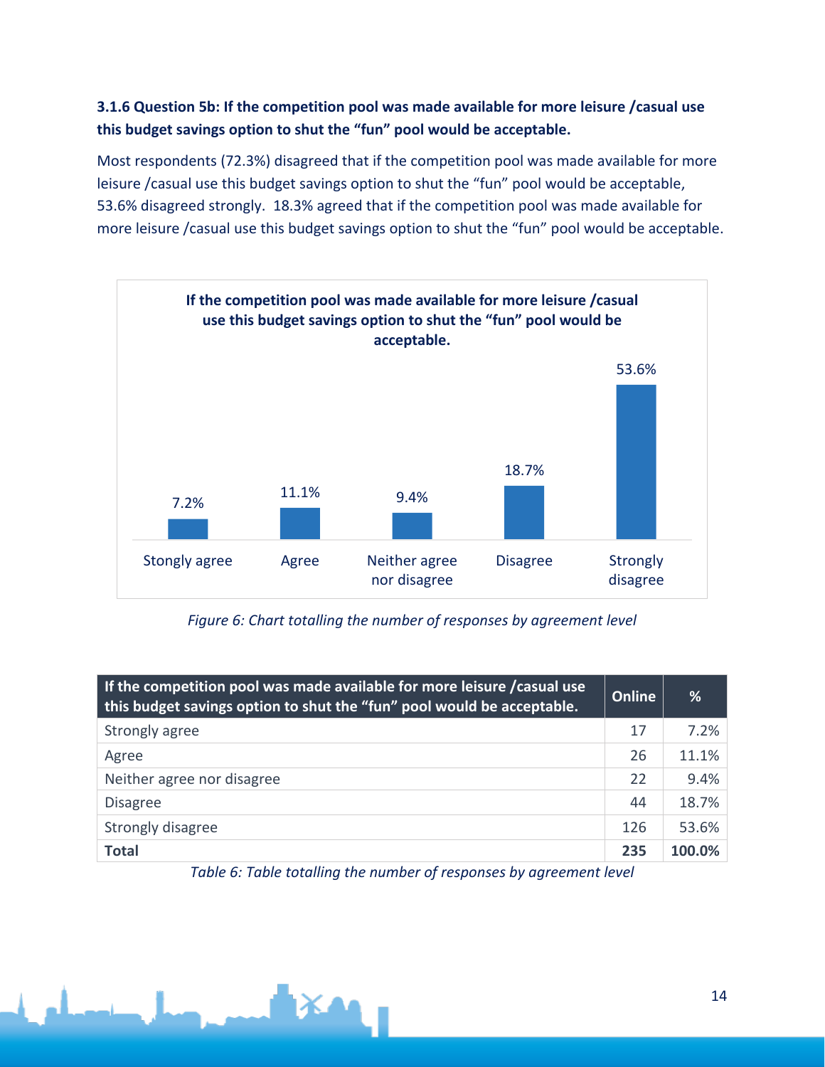### 3.1.6 Question 5b: If the competition pool was made available for more leisure /casual use this budget savings option to shut the "fun" pool would be acceptable.

Most respondents (72.3%) disagreed that if the competition pool was made available for more leisure /casual use this budget savings option to shut the "fun" pool would be acceptable, 53.6% disagreed strongly. 18.3% agreed that if the competition pool was made available for more leisure /casual use this budget savings option to shut the "fun" pool would be acceptable.

**If the competition pool was made available for more leisure /casual use this budget savings option to shut the "fun" pool would be acceptable.**

| Stongly agree | Agree | Neither agree nor disagree | Disagree | Strongly disagree |
|---|---|---|---|---|
| 7.2% | 11.1% | 9.4% | 18.7% | 53.6% |

*Figure 6: Chart totalling the number of responses by agreement level*

| If the competition pool was made available for more leisure /casual use this budget savings option to shut the "fun" pool would be acceptable. | Online | % |
|---|---|---|
| Strongly agree | 17 | 7.2% |
| Agree | 26 | 11.1% |
| Neither agree nor disagree | 22 | 9.4% |
| Disagree | 44 | 18.7% |
| Strongly disagree | 126 | 53.6% |
| **Total** | **235** | **100.0%** |

*Table 6: Table totalling the number of responses by agreement level*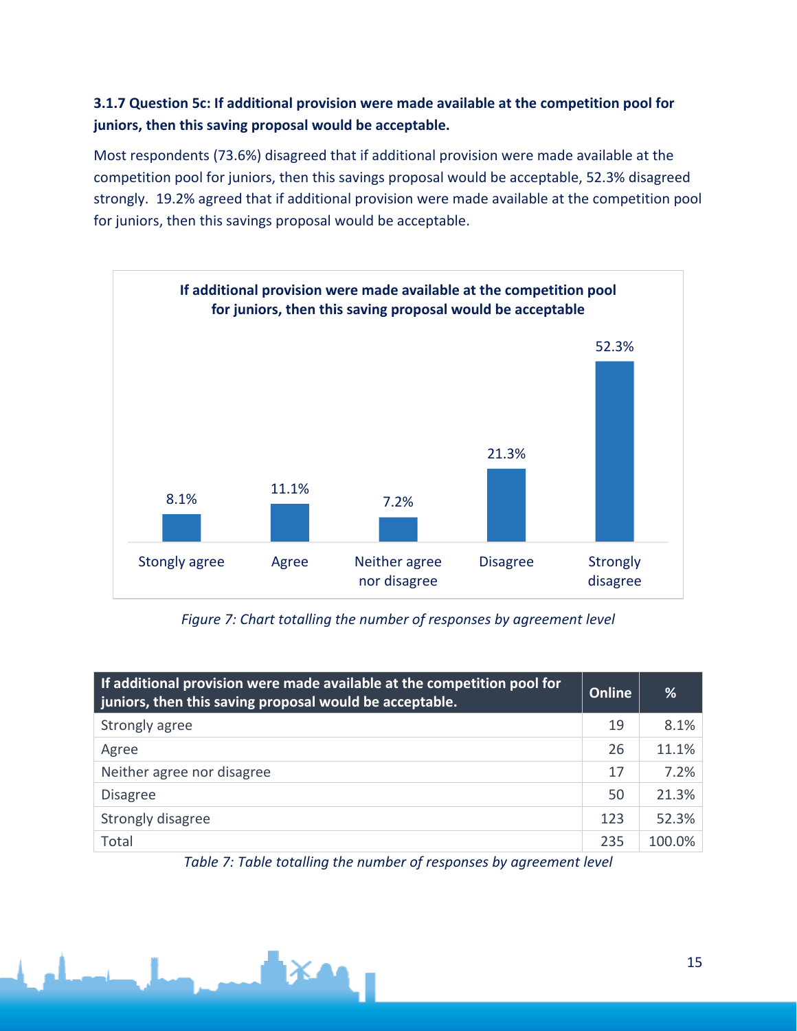### 3.1.7 Question 5c: If additional provision were made available at the competition pool for juniors, then this saving proposal would be acceptable.

Most respondents (73.6%) disagreed that if additional provision were made available at the competition pool for juniors, then this savings proposal would be acceptable, 52.3% disagreed strongly. 19.2% agreed that if additional provision were made available at the competition pool for juniors, then this savings proposal would be acceptable.

**If additional provision were made available at the competition pool for juniors, then this saving proposal would be acceptable**

| Stongly agree | Agree | Neither agree nor disagree | Disagree | Strongly disagree |
|---|---|---|---|---|
| 8.1% | 11.1% | 7.2% | 21.3% | 52.3% |

*Figure 7: Chart totalling the number of responses by agreement level*

| If additional provision were made available at the competition pool for juniors, then this saving proposal would be acceptable. | Online | % |
|---|---|---|
| Strongly agree | 19 | 8.1% |
| Agree | 26 | 11.1% |
| Neither agree nor disagree | 17 | 7.2% |
| Disagree | 50 | 21.3% |
| Strongly disagree | 123 | 52.3% |
| Total | 235 | 100.0% |

*Table 7: Table totalling the number of responses by agreement level*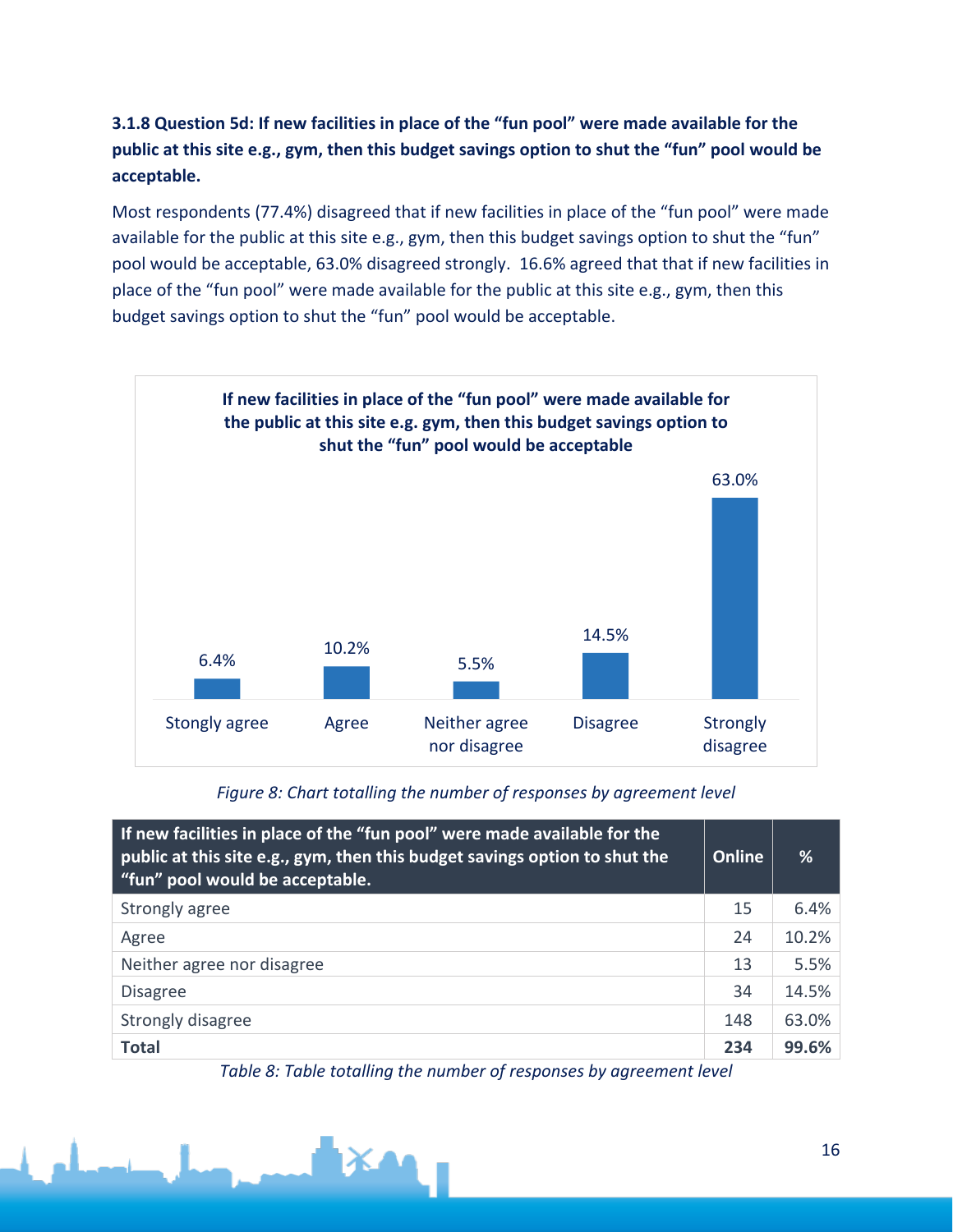### 3.1.8 Question 5d: If new facilities in place of the "fun pool" were made available for the public at this site e.g., gym, then this budget savings option to shut the "fun" pool would be acceptable.

Most respondents (77.4%) disagreed that if new facilities in place of the "fun pool" were made available for the public at this site e.g., gym, then this budget savings option to shut the "fun" pool would be acceptable, 63.0% disagreed strongly. 16.6% agreed that that if new facilities in place of the "fun pool" were made available for the public at this site e.g., gym, then this budget savings option to shut the "fun" pool would be acceptable.

**If new facilities in place of the "fun pool" were made available for the public at this site e.g. gym, then this budget savings option to shut the "fun" pool would be acceptable**

| Stongly agree | Agree | Neither agree nor disagree | Disagree | Strongly disagree |
|---|---|---|---|---|
| 6.4% | 10.2% | 5.5% | 14.5% | 63.0% |

*Figure 8: Chart totalling the number of responses by agreement level*

| If new facilities in place of the "fun pool" were made available for the public at this site e.g., gym, then this budget savings option to shut the "fun" pool would be acceptable. | Online | % |
|---|---|---|
| Strongly agree | 15 | 6.4% |
| Agree | 24 | 10.2% |
| Neither agree nor disagree | 13 | 5.5% |
| Disagree | 34 | 14.5% |
| Strongly disagree | 148 | 63.0% |
| **Total** | **234** | **99.6%** |

*Table 8: Table totalling the number of responses by agreement level*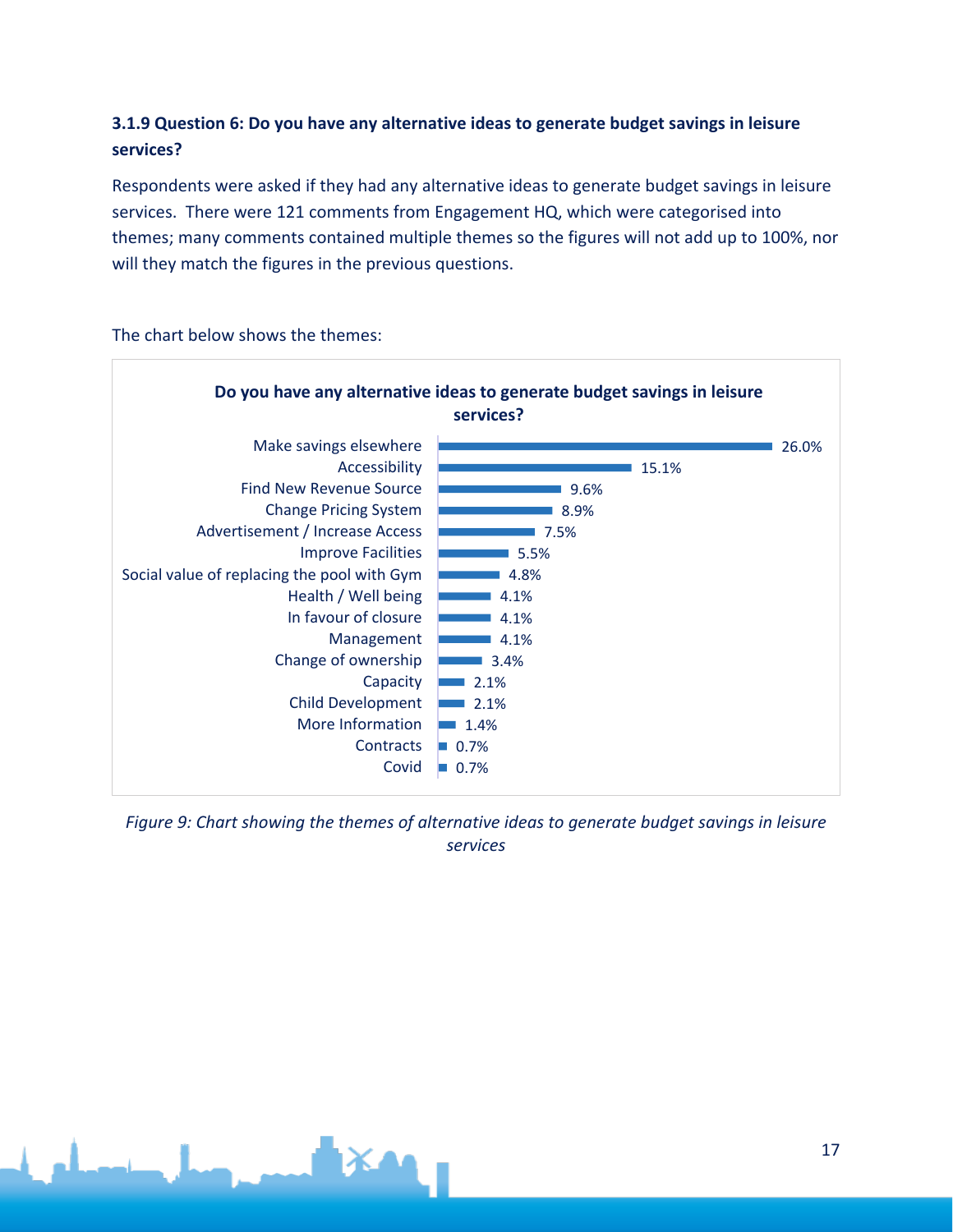### 3.1.9 Question 6: Do you have any alternative ideas to generate budget savings in leisure services?

Respondents were asked if they had any alternative ideas to generate budget savings in leisure services. There were 121 comments from Engagement HQ, which were categorised into themes; many comments contained multiple themes so the figures will not add up to 100%, nor will they match the figures in the previous questions.

The chart below shows the themes:

**Do you have any alternative ideas to generate budget savings in leisure services?**

| Theme | Percentage |
| --- | --- |
| Make savings elsewhere | 26.0% |
| Accessibility | 15.1% |
| Find New Revenue Source | 9.6% |
| Change Pricing System | 8.9% |
| Advertisement / Increase Access | 7.5% |
| Improve Facilities | 5.5% |
| Social value of replacing the pool with Gym | 4.8% |
| Health / Well being | 4.1% |
| In favour of closure | 4.1% |
| Management | 4.1% |
| Change of ownership | 3.4% |
| Capacity | 2.1% |
| Child Development | 2.1% |
| More Information | 1.4% |
| Contracts | 0.7% |
| Covid | 0.7% |

*Figure 9: Chart showing the themes of alternative ideas to generate budget savings in leisure services*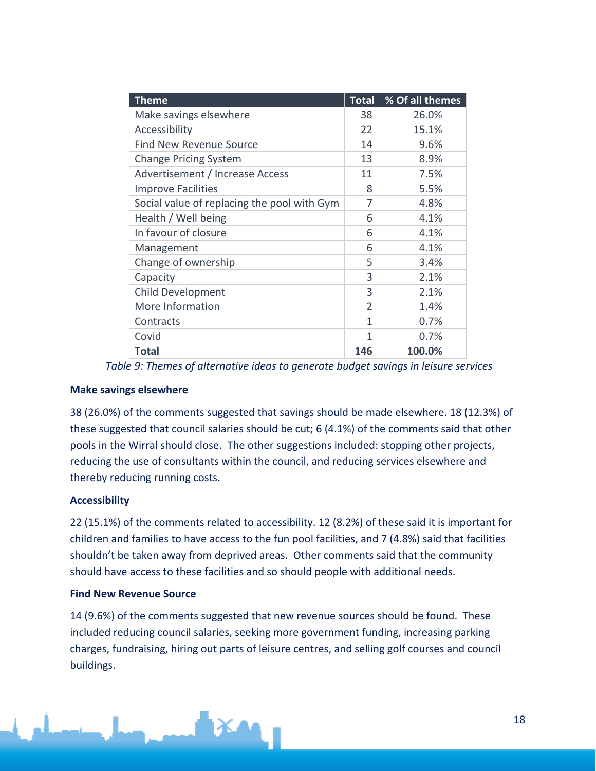| Theme | Total | % Of all themes |
|---|---|---|
| Make savings elsewhere | 38 | 26.0% |
| Accessibility | 22 | 15.1% |
| Find New Revenue Source | 14 | 9.6% |
| Change Pricing System | 13 | 8.9% |
| Advertisement / Increase Access | 11 | 7.5% |
| Improve Facilities | 8 | 5.5% |
| Social value of replacing the pool with Gym | 7 | 4.8% |
| Health / Well being | 6 | 4.1% |
| In favour of closure | 6 | 4.1% |
| Management | 6 | 4.1% |
| Change of ownership | 5 | 3.4% |
| Capacity | 3 | 2.1% |
| Child Development | 3 | 2.1% |
| More Information | 2 | 1.4% |
| Contracts | 1 | 0.7% |
| Covid | 1 | 0.7% |
| **Total** | **146** | **100.0%** |

*Table 9: Themes of alternative ideas to generate budget savings in leisure services*

**Make savings elsewhere**

38 (26.0%) of the comments suggested that savings should be made elsewhere. 18 (12.3%) of these suggested that council salaries should be cut; 6 (4.1%) of the comments said that other pools in the Wirral should close. The other suggestions included: stopping other projects, reducing the use of consultants within the council, and reducing services elsewhere and thereby reducing running costs.

**Accessibility**

22 (15.1%) of the comments related to accessibility. 12 (8.2%) of these said it is important for children and families to have access to the fun pool facilities, and 7 (4.8%) said that facilities shouldn't be taken away from deprived areas. Other comments said that the community should have access to these facilities and so should people with additional needs.

**Find New Revenue Source**

14 (9.6%) of the comments suggested that new revenue sources should be found. These included reducing council salaries, seeking more government funding, increasing parking charges, fundraising, hiring out parts of leisure centres, and selling golf courses and council buildings.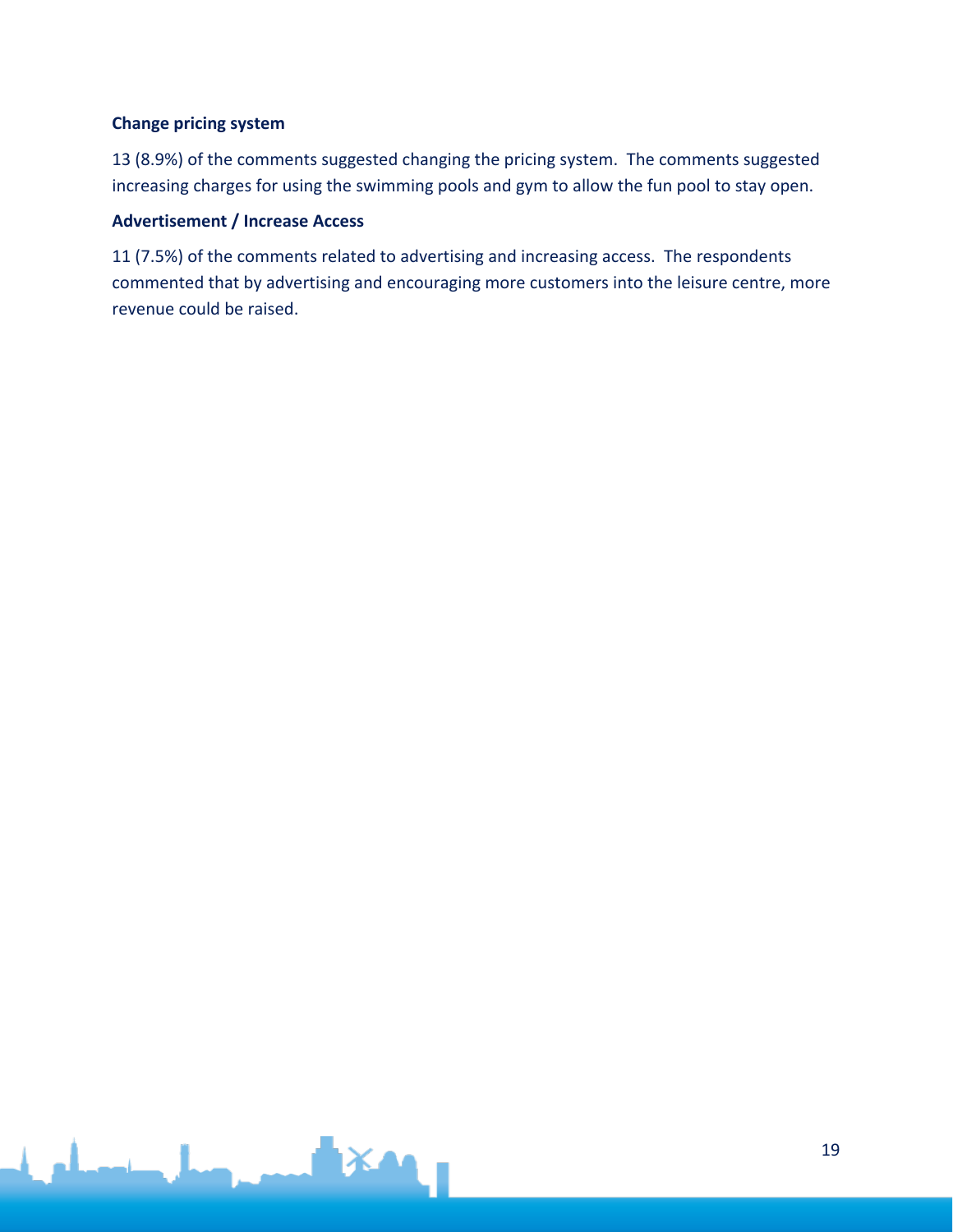**Change pricing system**

13 (8.9%) of the comments suggested changing the pricing system. The comments suggested increasing charges for using the swimming pools and gym to allow the fun pool to stay open.

**Advertisement / Increase Access**

11 (7.5%) of the comments related to advertising and increasing access. The respondents commented that by advertising and encouraging more customers into the leisure centre, more revenue could be raised.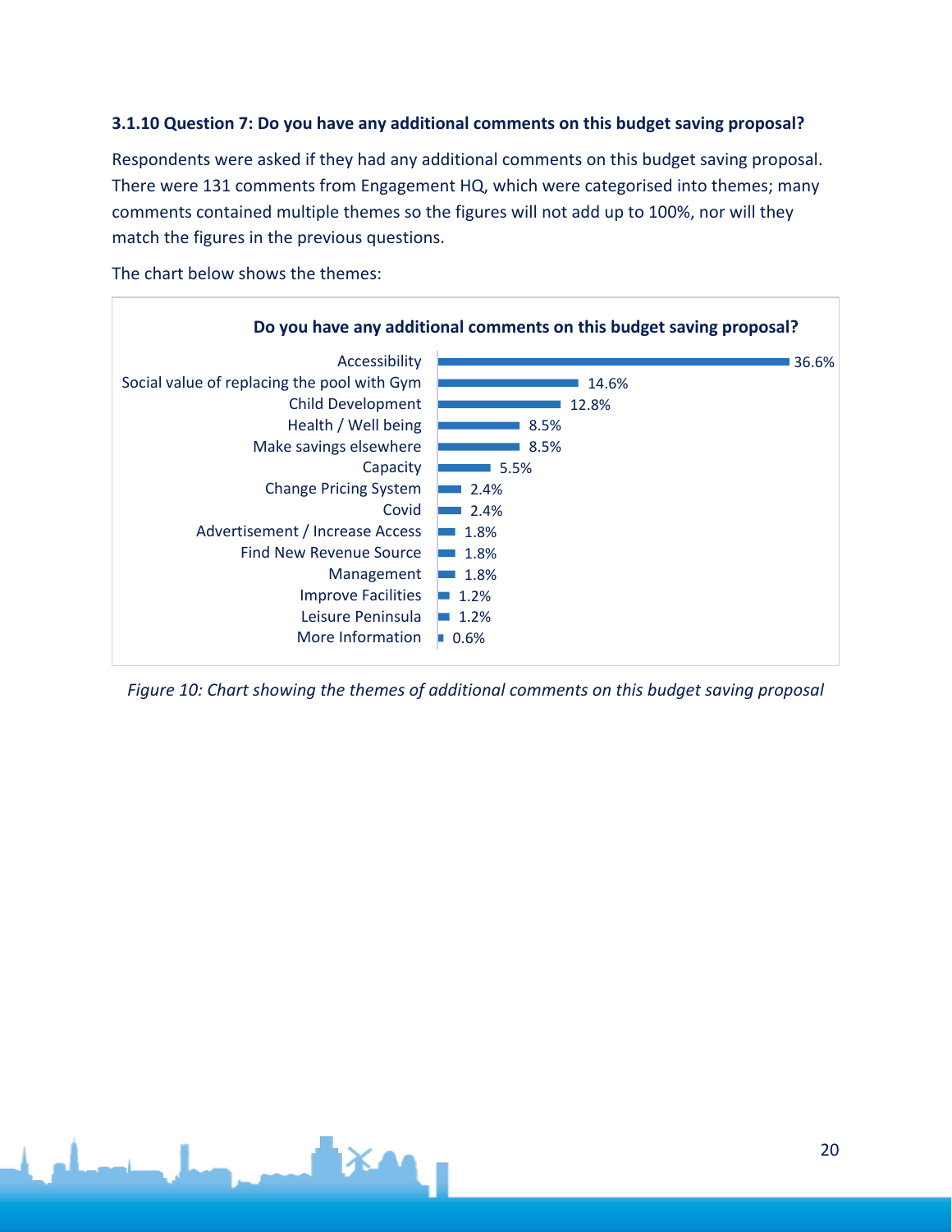### 3.1.10 Question 7: Do you have any additional comments on this budget saving proposal?

Respondents were asked if they had any additional comments on this budget saving proposal. There were 131 comments from Engagement HQ, which were categorised into themes; many comments contained multiple themes so the figures will not add up to 100%, nor will they match the figures in the previous questions.

The chart below shows the themes:

**Do you have any additional comments on this budget saving proposal?**

| Theme | Percentage |
| --- | --- |
| Accessibility | 36.6% |
| Social value of replacing the pool with Gym | 14.6% |
| Child Development | 12.8% |
| Health / Well being | 8.5% |
| Make savings elsewhere | 8.5% |
| Capacity | 5.5% |
| Change Pricing System | 2.4% |
| Covid | 2.4% |
| Advertisement / Increase Access | 1.8% |
| Find New Revenue Source | 1.8% |
| Management | 1.8% |
| Improve Facilities | 1.2% |
| Leisure Peninsula | 1.2% |
| More Information | 0.6% |

*Figure 10: Chart showing the themes of additional comments on this budget saving proposal*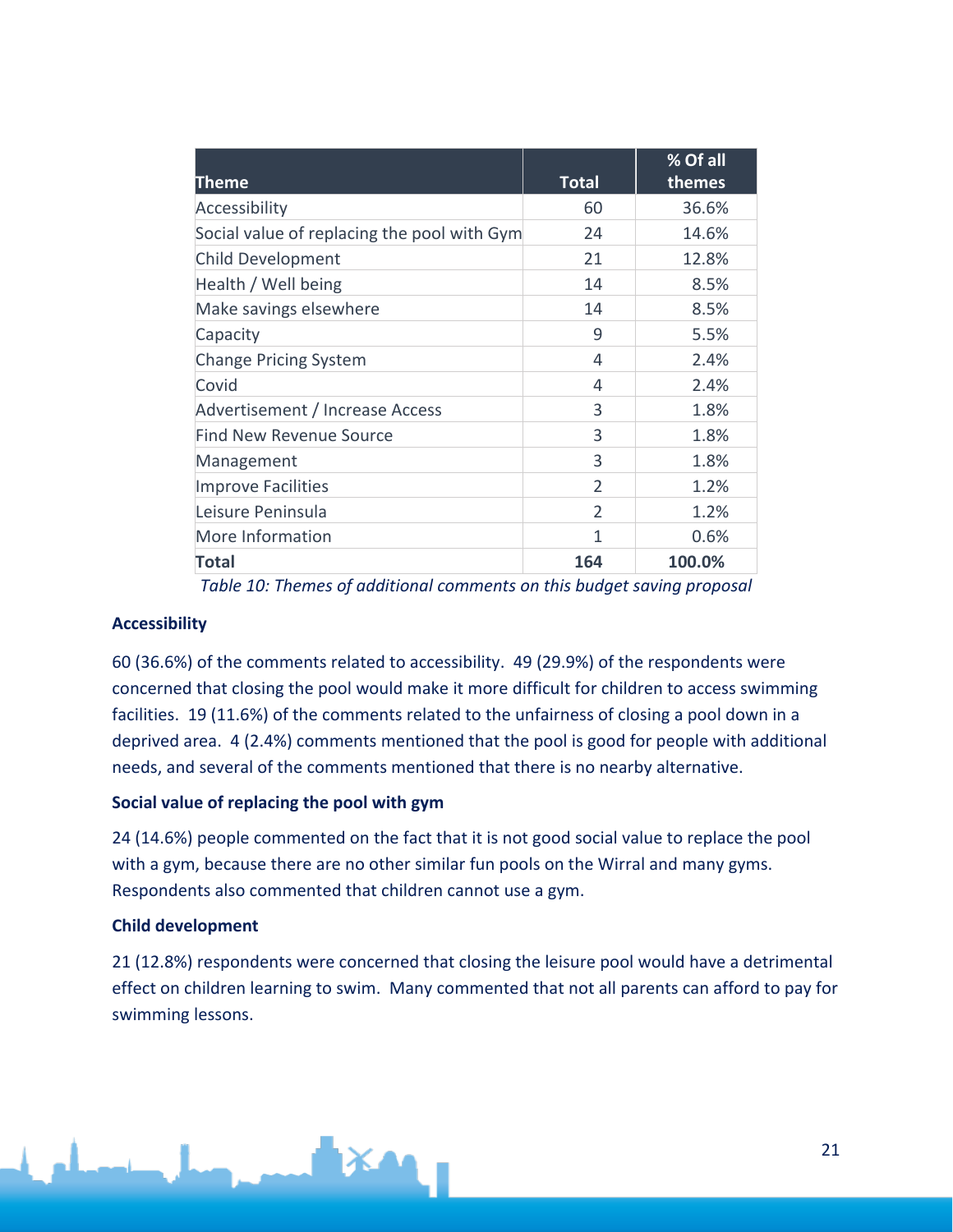| Theme | Total | % Of all themes |
|---|---|---|
| Accessibility | 60 | 36.6% |
| Social value of replacing the pool with Gym | 24 | 14.6% |
| Child Development | 21 | 12.8% |
| Health / Well being | 14 | 8.5% |
| Make savings elsewhere | 14 | 8.5% |
| Capacity | 9 | 5.5% |
| Change Pricing System | 4 | 2.4% |
| Covid | 4 | 2.4% |
| Advertisement / Increase Access | 3 | 1.8% |
| Find New Revenue Source | 3 | 1.8% |
| Management | 3 | 1.8% |
| Improve Facilities | 2 | 1.2% |
| Leisure Peninsula | 2 | 1.2% |
| More Information | 1 | 0.6% |
| **Total** | **164** | **100.0%** |

*Table 10: Themes of additional comments on this budget saving proposal*

**Accessibility**

60 (36.6%) of the comments related to accessibility. 49 (29.9%) of the respondents were concerned that closing the pool would make it more difficult for children to access swimming facilities. 19 (11.6%) of the comments related to the unfairness of closing a pool down in a deprived area. 4 (2.4%) comments mentioned that the pool is good for people with additional needs, and several of the comments mentioned that there is no nearby alternative.

**Social value of replacing the pool with gym**

24 (14.6%) people commented on the fact that it is not good social value to replace the pool with a gym, because there are no other similar fun pools on the Wirral and many gyms. Respondents also commented that children cannot use a gym.

**Child development**

21 (12.8%) respondents were concerned that closing the leisure pool would have a detrimental effect on children learning to swim. Many commented that not all parents can afford to pay for swimming lessons.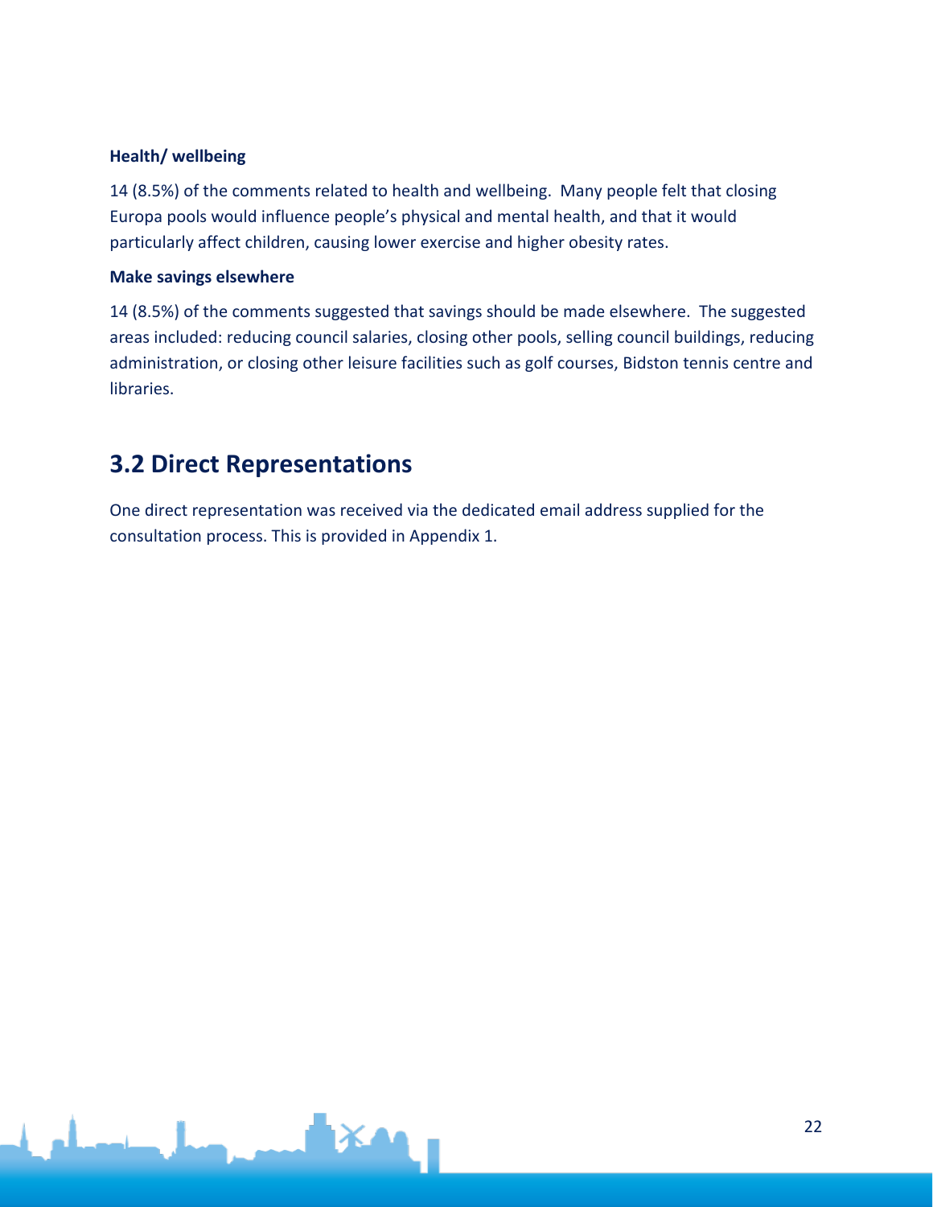**Health/ wellbeing**

14 (8.5%) of the comments related to health and wellbeing. Many people felt that closing Europa pools would influence people's physical and mental health, and that it would particularly affect children, causing lower exercise and higher obesity rates.

**Make savings elsewhere**

14 (8.5%) of the comments suggested that savings should be made elsewhere. The suggested areas included: reducing council salaries, closing other pools, selling council buildings, reducing administration, or closing other leisure facilities such as golf courses, Bidston tennis centre and libraries.

## 3.2 Direct Representations

One direct representation was received via the dedicated email address supplied for the consultation process. This is provided in Appendix 1.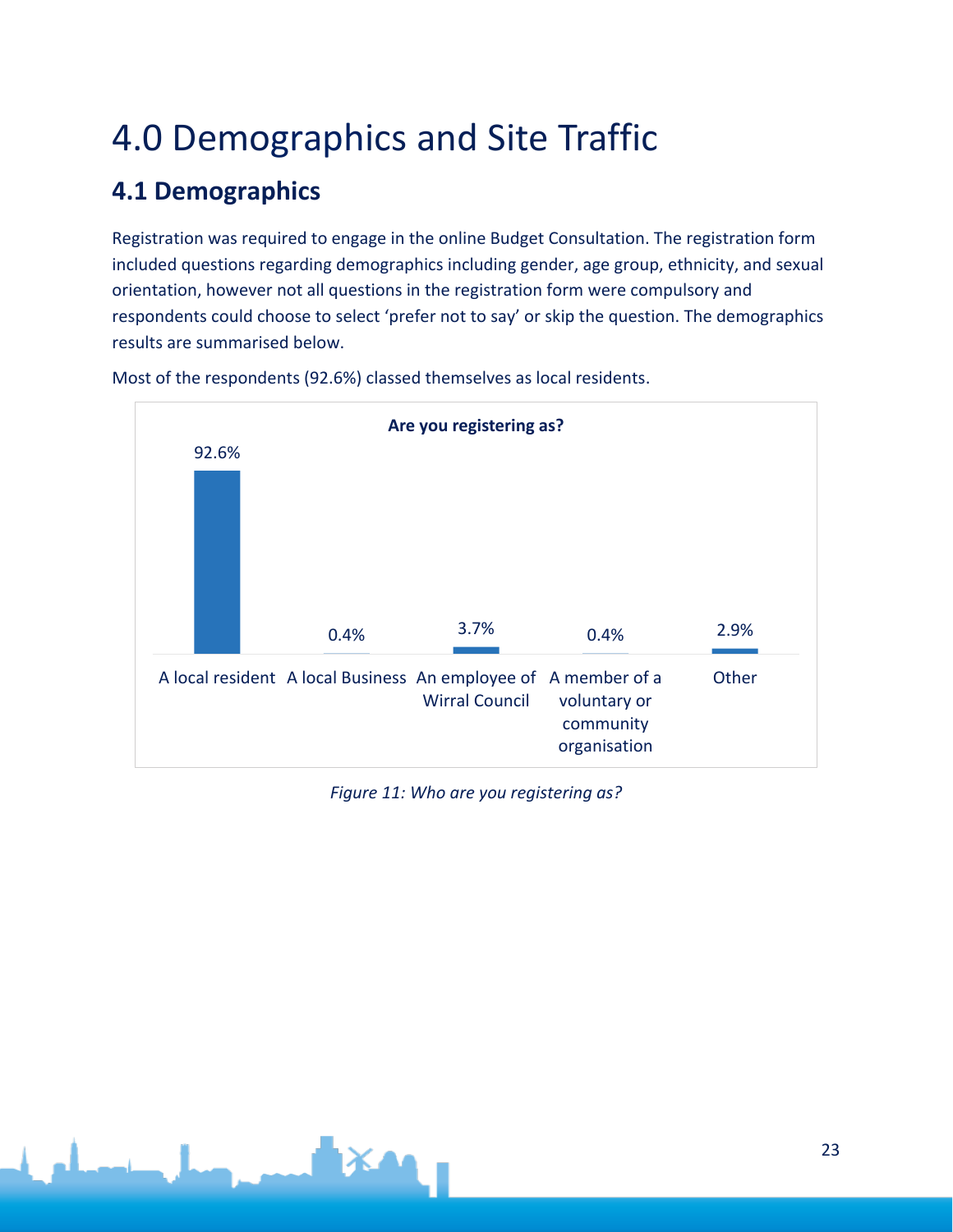# 4.0 Demographics and Site Traffic

## 4.1 Demographics

Registration was required to engage in the online Budget Consultation. The registration form included questions regarding demographics including gender, age group, ethnicity, and sexual orientation, however not all questions in the registration form were compulsory and respondents could choose to select 'prefer not to say' or skip the question. The demographics results are summarised below.

Most of the respondents (92.6%) classed themselves as local residents.

**Are you registering as?**

| Category | Percentage |
|---|---|
| A local resident | 92.6% |
| A local Business | 0.4% |
| An employee of Wirral Council | 3.7% |
| A member of a voluntary or community organisation | 0.4% |
| Other | 2.9% |

*Figure 11: Who are you registering as?*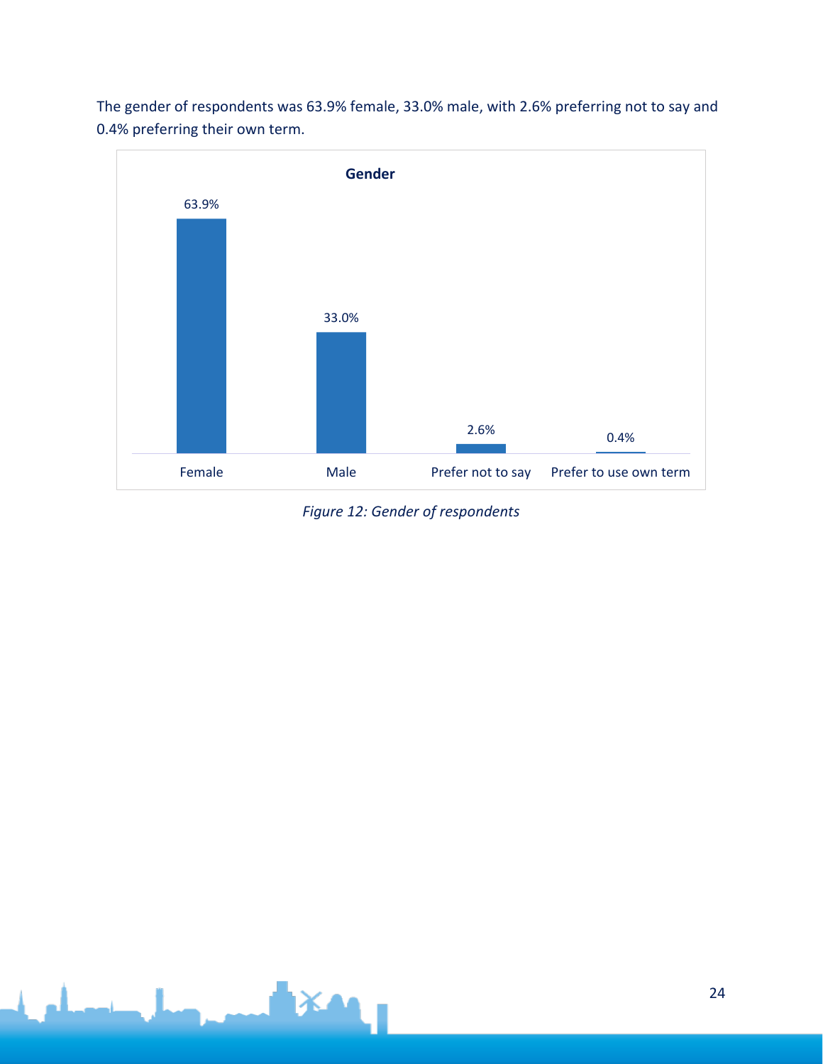The gender of respondents was 63.9% female, 33.0% male, with 2.6% preferring not to say and 0.4% preferring their own term.

| Gender | |
|---|---|
| Female | 63.9% |
| Male | 33.0% |
| Prefer not to say | 2.6% |
| Prefer to use own term | 0.4% |

*Figure 12: Gender of respondents*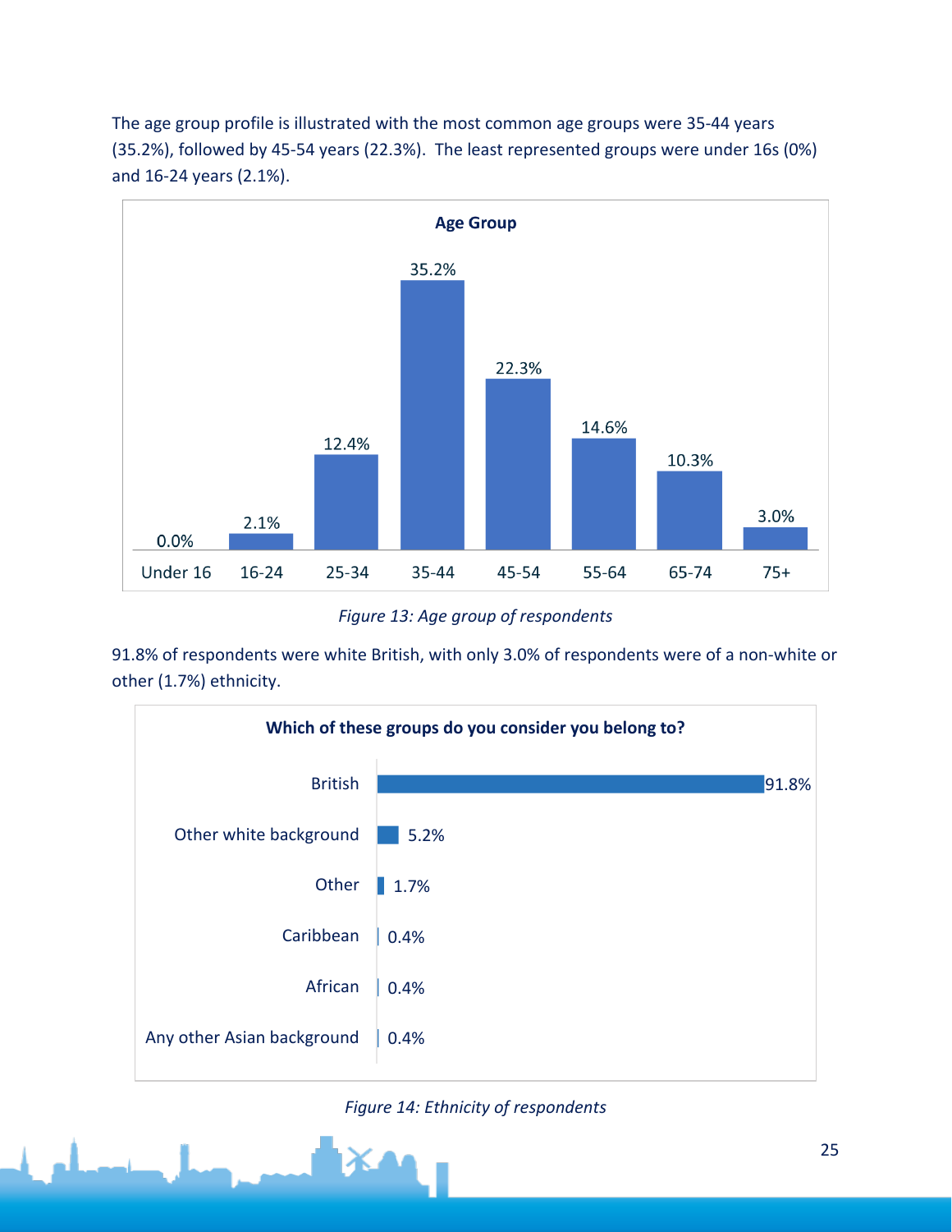The age group profile is illustrated with the most common age groups were 35-44 years (35.2%), followed by 45-54 years (22.3%). The least represented groups were under 16s (0%) and 16-24 years (2.1%).

**Age Group**

| Age Group | Percentage |
|---|---|
| Under 16 | 0.0% |
| 16-24 | 2.1% |
| 25-34 | 12.4% |
| 35-44 | 35.2% |
| 45-54 | 22.3% |
| 55-64 | 14.6% |
| 65-74 | 10.3% |
| 75+ | 3.0% |

*Figure 13: Age group of respondents*

91.8% of respondents were white British, with only 3.0% of respondents were of a non-white or other (1.7%) ethnicity.

**Which of these groups do you consider you belong to?**

| Group | Percentage |
|---|---|
| British | 91.8% |
| Other white background | 5.2% |
| Other | 1.7% |
| Caribbean | 0.4% |
| African | 0.4% |
| Any other Asian background | 0.4% |

*Figure 14: Ethnicity of respondents*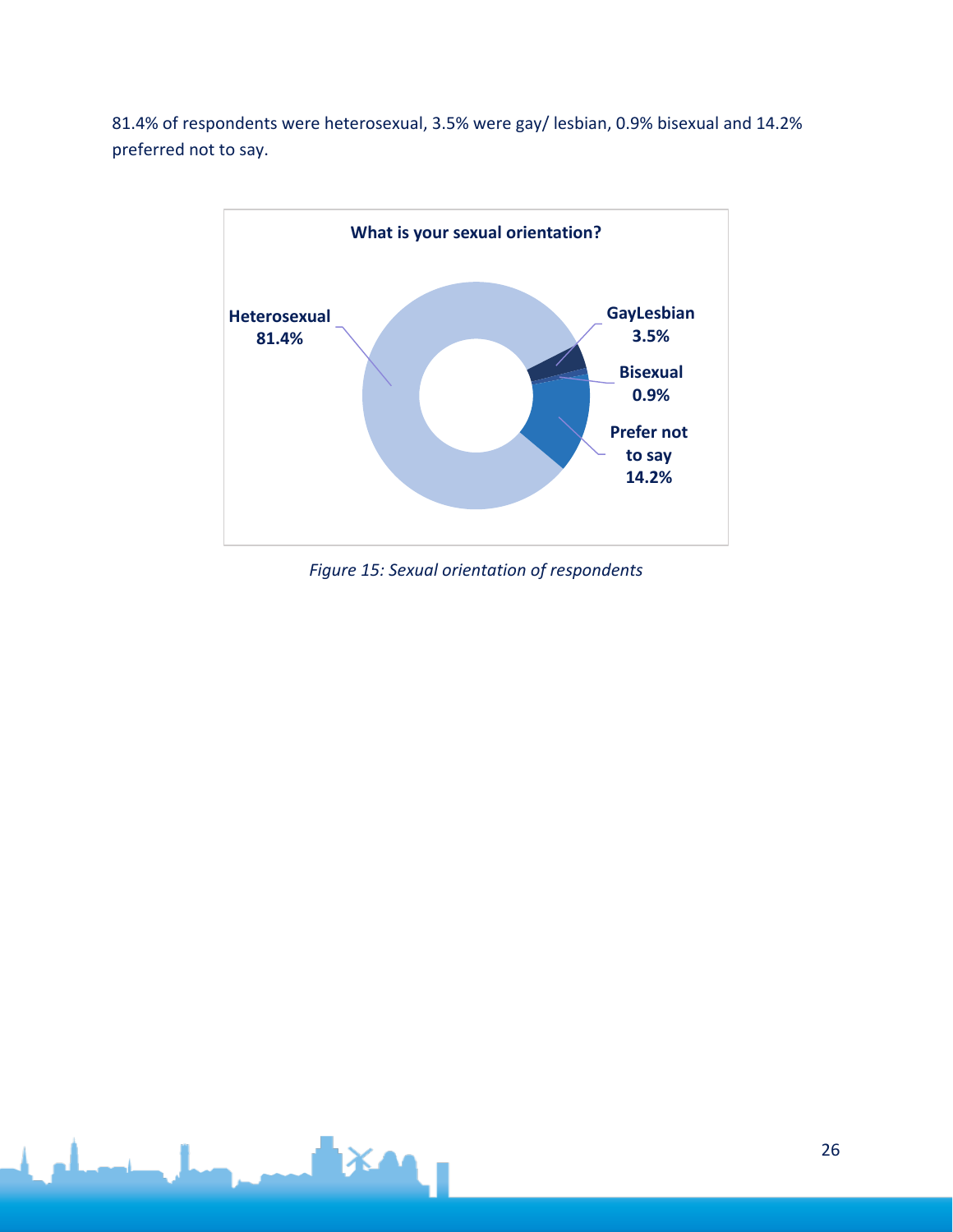81.4% of respondents were heterosexual, 3.5% were gay/ lesbian, 0.9% bisexual and 14.2% preferred not to say.

**What is your sexual orientation?**

| Sexual orientation | Percentage |
| --- | --- |
| Heterosexual | 81.4% |
| GayLesbian | 3.5% |
| Bisexual | 0.9% |
| Prefer not to say | 14.2% |

*Figure 15: Sexual orientation of respondents*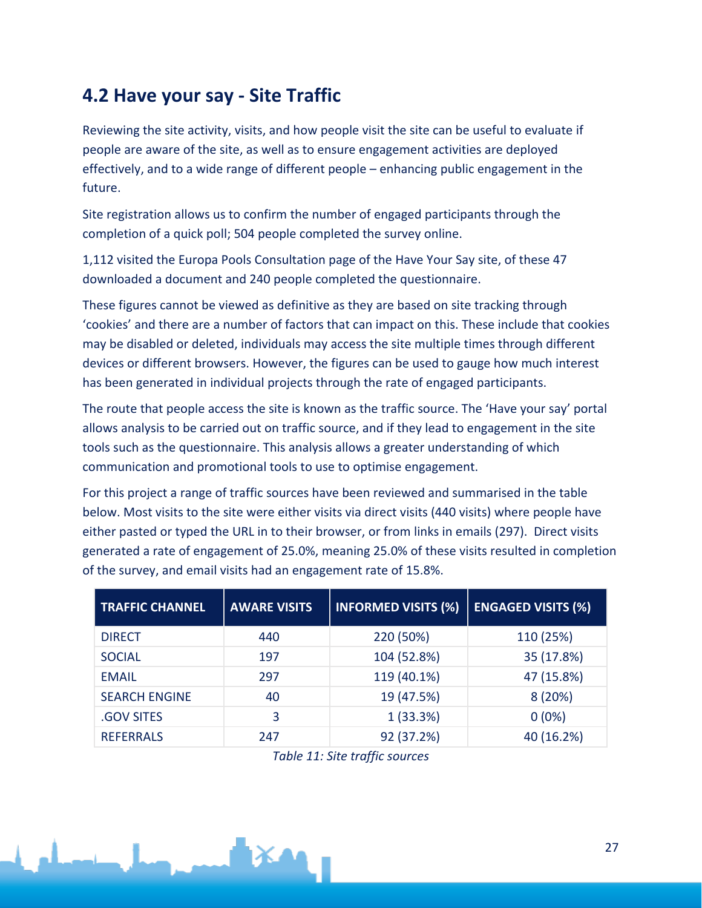## 4.2 Have your say - Site Traffic

Reviewing the site activity, visits, and how people visit the site can be useful to evaluate if people are aware of the site, as well as to ensure engagement activities are deployed effectively, and to a wide range of different people – enhancing public engagement in the future.

Site registration allows us to confirm the number of engaged participants through the completion of a quick poll; 504 people completed the survey online.

1,112 visited the Europa Pools Consultation page of the Have Your Say site, of these 47 downloaded a document and 240 people completed the questionnaire.

These figures cannot be viewed as definitive as they are based on site tracking through 'cookies' and there are a number of factors that can impact on this. These include that cookies may be disabled or deleted, individuals may access the site multiple times through different devices or different browsers. However, the figures can be used to gauge how much interest has been generated in individual projects through the rate of engaged participants.

The route that people access the site is known as the traffic source. The 'Have your say' portal allows analysis to be carried out on traffic source, and if they lead to engagement in the site tools such as the questionnaire. This analysis allows a greater understanding of which communication and promotional tools to use to optimise engagement.

For this project a range of traffic sources have been reviewed and summarised in the table below. Most visits to the site were either visits via direct visits (440 visits) where people have either pasted or typed the URL in to their browser, or from links in emails (297). Direct visits generated a rate of engagement of 25.0%, meaning 25.0% of these visits resulted in completion of the survey, and email visits had an engagement rate of 15.8%.

| TRAFFIC CHANNEL | AWARE VISITS | INFORMED VISITS (%) | ENGAGED VISITS (%) |
|---|---|---|---|
| DIRECT | 440 | 220 (50%) | 110 (25%) |
| SOCIAL | 197 | 104 (52.8%) | 35 (17.8%) |
| EMAIL | 297 | 119 (40.1%) | 47 (15.8%) |
| SEARCH ENGINE | 40 | 19 (47.5%) | 8 (20%) |
| .GOV SITES | 3 | 1 (33.3%) | 0 (0%) |
| REFERRALS | 247 | 92 (37.2%) | 40 (16.2%) |

*Table 11: Site traffic sources*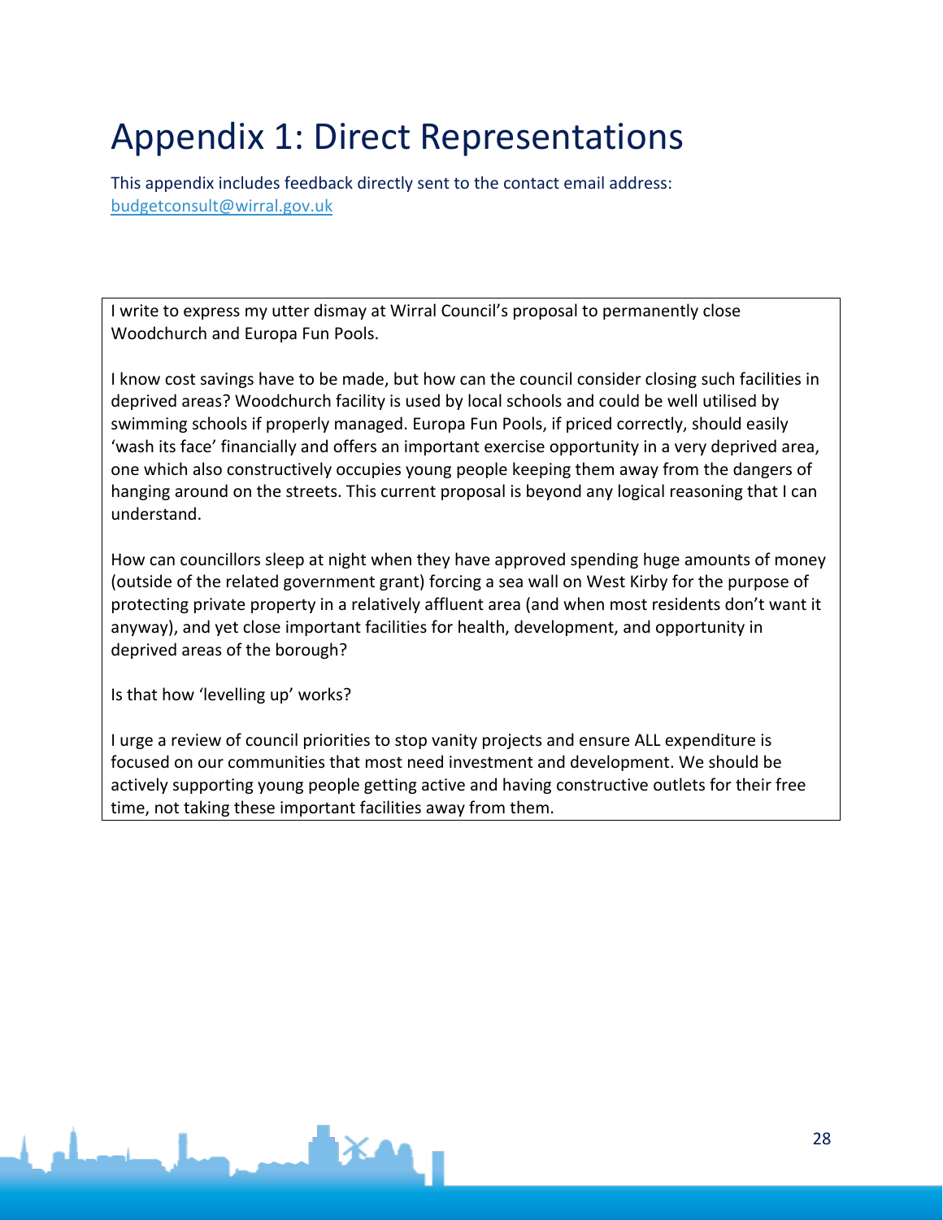# Appendix 1: Direct Representations

This appendix includes feedback directly sent to the contact email address: budgetconsult@wirral.gov.uk

I write to express my utter dismay at Wirral Council's proposal to permanently close Woodchurch and Europa Fun Pools.

I know cost savings have to be made, but how can the council consider closing such facilities in deprived areas? Woodchurch facility is used by local schools and could be well utilised by swimming schools if properly managed. Europa Fun Pools, if priced correctly, should easily 'wash its face' financially and offers an important exercise opportunity in a very deprived area, one which also constructively occupies young people keeping them away from the dangers of hanging around on the streets. This current proposal is beyond any logical reasoning that I can understand.

How can councillors sleep at night when they have approved spending huge amounts of money (outside of the related government grant) forcing a sea wall on West Kirby for the purpose of protecting private property in a relatively affluent area (and when most residents don't want it anyway), and yet close important facilities for health, development, and opportunity in deprived areas of the borough?

Is that how 'levelling up' works?

I urge a review of council priorities to stop vanity projects and ensure ALL expenditure is focused on our communities that most need investment and development. We should be actively supporting young people getting active and having constructive outlets for their free time, not taking these important facilities away from them.